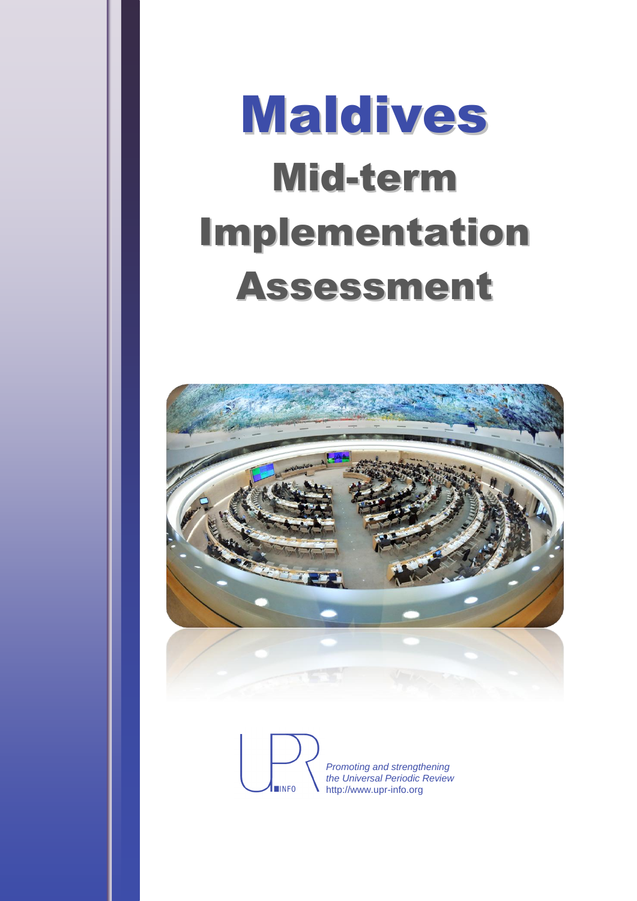# Maldives

## Mid-term Implementation Assessment

*Promoting and strengthening the Universal Periodic Review*
http://www.upr-info.org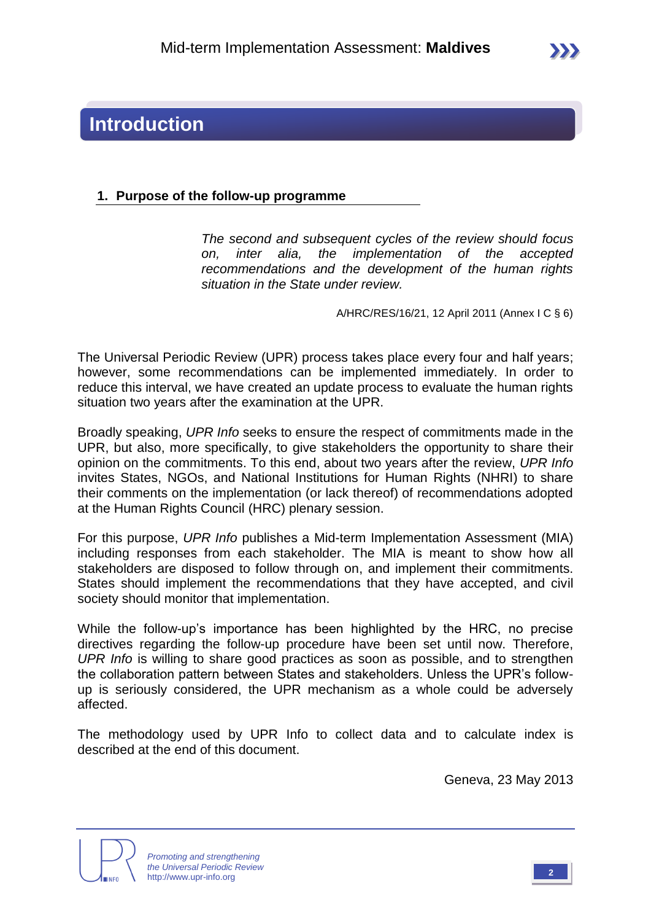# Introduction

## 1. Purpose of the follow-up programme

> *The second and subsequent cycles of the review should focus on, inter alia, the implementation of the accepted recommendations and the development of the human rights situation in the State under review.*
>
> A/HRC/RES/16/21, 12 April 2011 (Annex I C § 6)

The Universal Periodic Review (UPR) process takes place every four and half years; however, some recommendations can be implemented immediately. In order to reduce this interval, we have created an update process to evaluate the human rights situation two years after the examination at the UPR.

Broadly speaking, *UPR Info* seeks to ensure the respect of commitments made in the UPR, but also, more specifically, to give stakeholders the opportunity to share their opinion on the commitments. To this end, about two years after the review, *UPR Info* invites States, NGOs, and National Institutions for Human Rights (NHRI) to share their comments on the implementation (or lack thereof) of recommendations adopted at the Human Rights Council (HRC) plenary session.

For this purpose, *UPR Info* publishes a Mid-term Implementation Assessment (MIA) including responses from each stakeholder. The MIA is meant to show how all stakeholders are disposed to follow through on, and implement their commitments. States should implement the recommendations that they have accepted, and civil society should monitor that implementation.

While the follow-up's importance has been highlighted by the HRC, no precise directives regarding the follow-up procedure have been set until now. Therefore, *UPR Info* is willing to share good practices as soon as possible, and to strengthen the collaboration pattern between States and stakeholders. Unless the UPR's follow-up is seriously considered, the UPR mechanism as a whole could be adversely affected.

The methodology used by UPR Info to collect data and to calculate index is described at the end of this document.

Geneva, 23 May 2013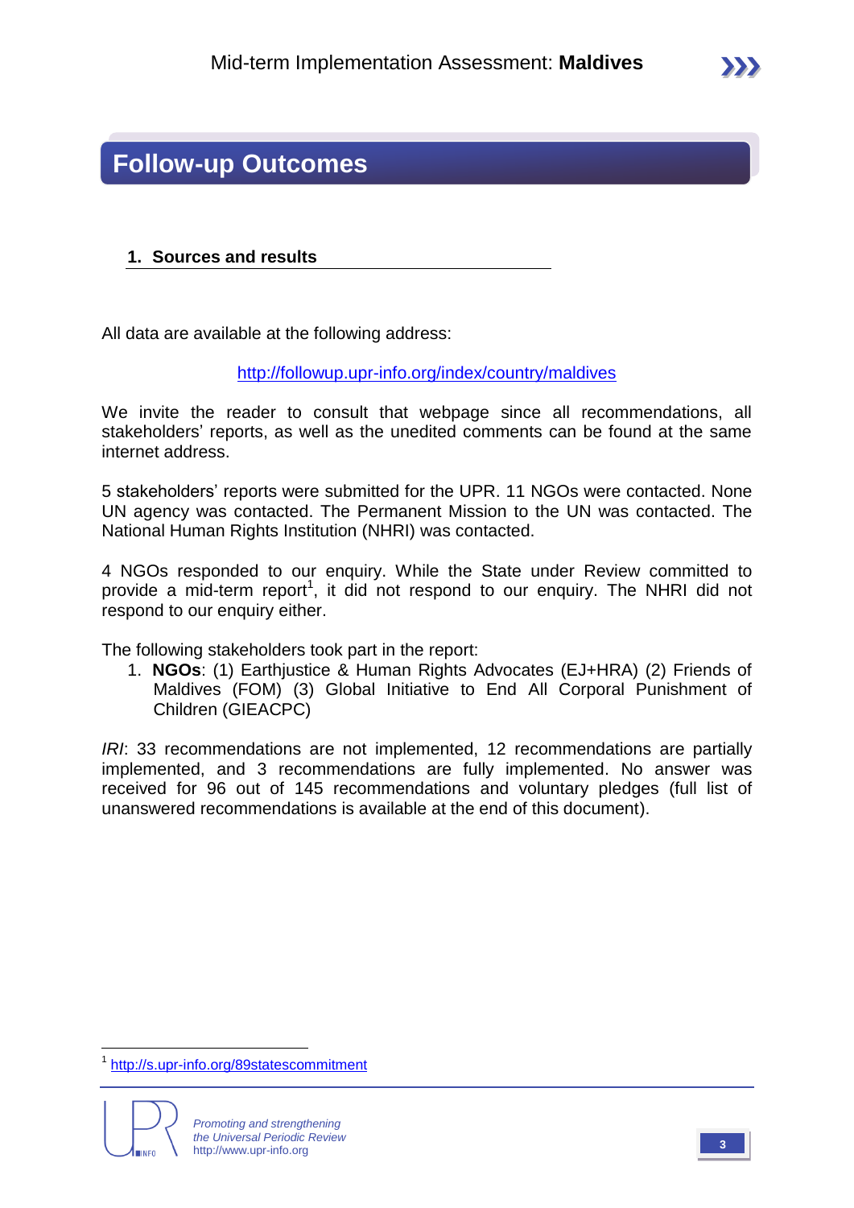# Follow-up Outcomes

## 1. Sources and results

All data are available at the following address:

http://followup.upr-info.org/index/country/maldives

We invite the reader to consult that webpage since all recommendations, all stakeholders' reports, as well as the unedited comments can be found at the same internet address.

5 stakeholders' reports were submitted for the UPR. 11 NGOs were contacted. None UN agency was contacted. The Permanent Mission to the UN was contacted. The National Human Rights Institution (NHRI) was contacted.

4 NGOs responded to our enquiry. While the State under Review committed to provide a mid-term report[1], it did not respond to our enquiry. The NHRI did not respond to our enquiry either.

The following stakeholders took part in the report:

1. **NGOs**: (1) Earthjustice & Human Rights Advocates (EJ+HRA) (2) Friends of Maldives (FOM) (3) Global Initiative to End All Corporal Punishment of Children (GIEACPC)

*IRI*: 33 recommendations are not implemented, 12 recommendations are partially implemented, and 3 recommendations are fully implemented. No answer was received for 96 out of 145 recommendations and voluntary pledges (full list of unanswered recommendations is available at the end of this document).

---

[1] http://s.upr-info.org/89statescommitment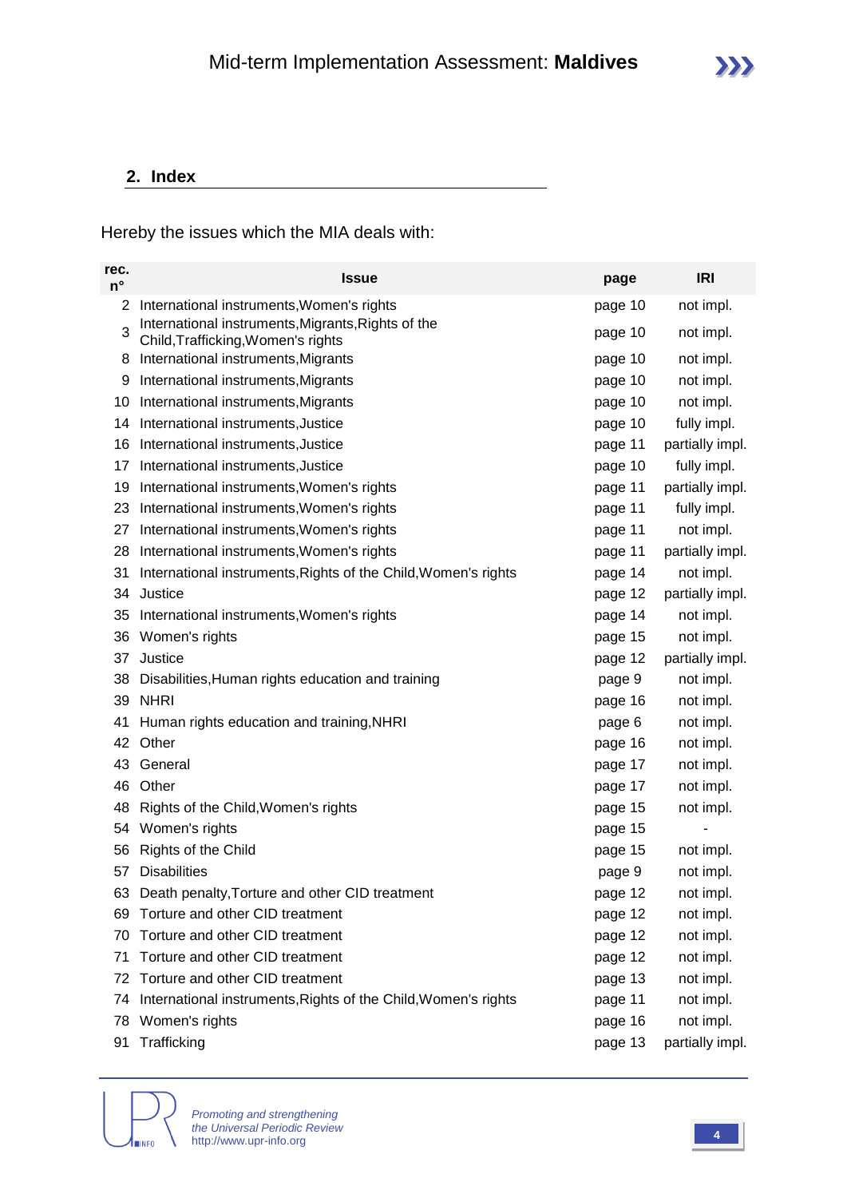## 2. Index

Hereby the issues which the MIA deals with:

| rec. n° | Issue | page | IRI |
|---|---|---|---|
| 2 | International instruments,Women's rights | page 10 | not impl. |
| 3 | International instruments,Migrants,Rights of the Child,Trafficking,Women's rights | page 10 | not impl. |
| 8 | International instruments,Migrants | page 10 | not impl. |
| 9 | International instruments,Migrants | page 10 | not impl. |
| 10 | International instruments,Migrants | page 10 | not impl. |
| 14 | International instruments,Justice | page 10 | fully impl. |
| 16 | International instruments,Justice | page 11 | partially impl. |
| 17 | International instruments,Justice | page 10 | fully impl. |
| 19 | International instruments,Women's rights | page 11 | partially impl. |
| 23 | International instruments,Women's rights | page 11 | fully impl. |
| 27 | International instruments,Women's rights | page 11 | not impl. |
| 28 | International instruments,Women's rights | page 11 | partially impl. |
| 31 | International instruments,Rights of the Child,Women's rights | page 14 | not impl. |
| 34 | Justice | page 12 | partially impl. |
| 35 | International instruments,Women's rights | page 14 | not impl. |
| 36 | Women's rights | page 15 | not impl. |
| 37 | Justice | page 12 | partially impl. |
| 38 | Disabilities,Human rights education and training | page 9 | not impl. |
| 39 | NHRI | page 16 | not impl. |
| 41 | Human rights education and training,NHRI | page 6 | not impl. |
| 42 | Other | page 16 | not impl. |
| 43 | General | page 17 | not impl. |
| 46 | Other | page 17 | not impl. |
| 48 | Rights of the Child,Women's rights | page 15 | not impl. |
| 54 | Women's rights | page 15 | - |
| 56 | Rights of the Child | page 15 | not impl. |
| 57 | Disabilities | page 9 | not impl. |
| 63 | Death penalty,Torture and other CID treatment | page 12 | not impl. |
| 69 | Torture and other CID treatment | page 12 | not impl. |
| 70 | Torture and other CID treatment | page 12 | not impl. |
| 71 | Torture and other CID treatment | page 12 | not impl. |
| 72 | Torture and other CID treatment | page 13 | not impl. |
| 74 | International instruments,Rights of the Child,Women's rights | page 11 | not impl. |
| 78 | Women's rights | page 16 | not impl. |
| 91 | Trafficking | page 13 | partially impl. |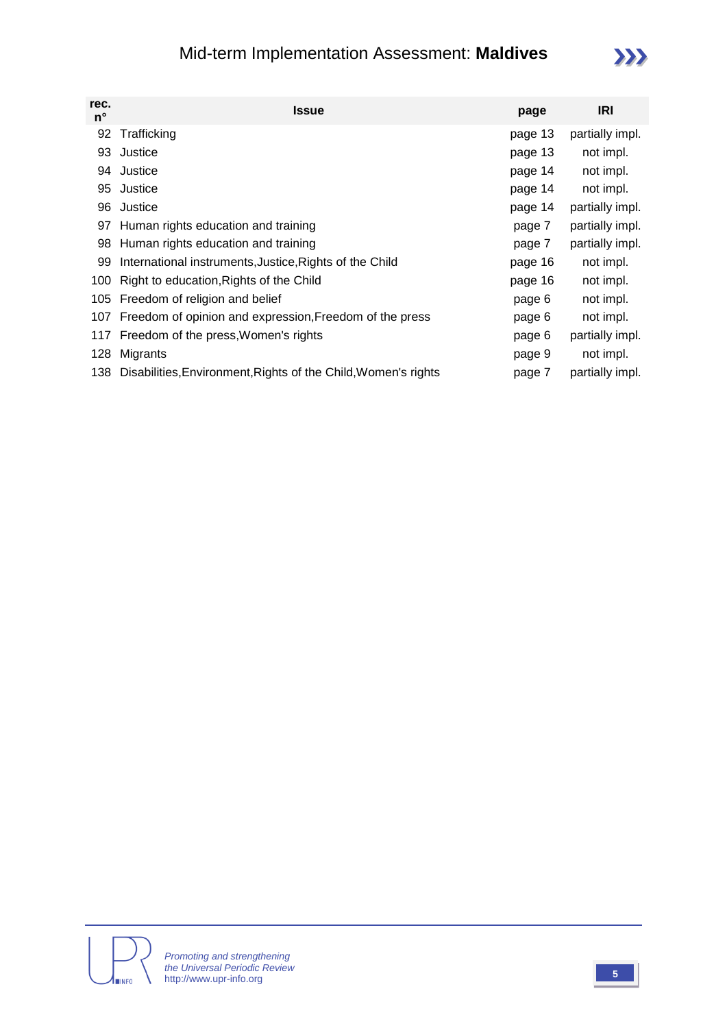| rec. n° | Issue | page | IRI |
|---|---|---|---|
| 92 | Trafficking | page 13 | partially impl. |
| 93 | Justice | page 13 | not impl. |
| 94 | Justice | page 14 | not impl. |
| 95 | Justice | page 14 | not impl. |
| 96 | Justice | page 14 | partially impl. |
| 97 | Human rights education and training | page 7 | partially impl. |
| 98 | Human rights education and training | page 7 | partially impl. |
| 99 | International instruments,Justice,Rights of the Child | page 16 | not impl. |
| 100 | Right to education,Rights of the Child | page 16 | not impl. |
| 105 | Freedom of religion and belief | page 6 | not impl. |
| 107 | Freedom of opinion and expression,Freedom of the press | page 6 | not impl. |
| 117 | Freedom of the press,Women's rights | page 6 | partially impl. |
| 128 | Migrants | page 9 | not impl. |
| 138 | Disabilities,Environment,Rights of the Child,Women's rights | page 7 | partially impl. |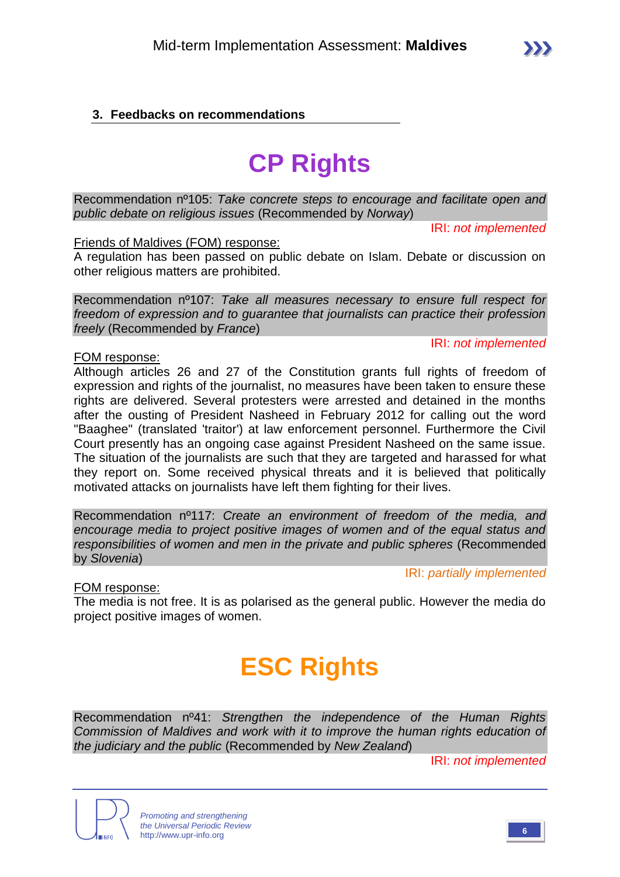## 3. Feedbacks on recommendations

# CP Rights

Recommendation nº105: *Take concrete steps to encourage and facilitate open and public debate on religious issues* (Recommended by *Norway*)

IRI: *not implemented*

Friends of Maldives (FOM) response:

A regulation has been passed on public debate on Islam. Debate or discussion on other religious matters are prohibited.

Recommendation nº107: *Take all measures necessary to ensure full respect for freedom of expression and to guarantee that journalists can practice their profession freely* (Recommended by *France*)

IRI: *not implemented*

FOM response:

Although articles 26 and 27 of the Constitution grants full rights of freedom of expression and rights of the journalist, no measures have been taken to ensure these rights are delivered. Several protesters were arrested and detained in the months after the ousting of President Nasheed in February 2012 for calling out the word "Baaghee" (translated 'traitor') at law enforcement personnel. Furthermore the Civil Court presently has an ongoing case against President Nasheed on the same issue. The situation of the journalists are such that they are targeted and harassed for what they report on. Some received physical threats and it is believed that politically motivated attacks on journalists have left them fighting for their lives.

Recommendation nº117: *Create an environment of freedom of the media, and encourage media to project positive images of women and of the equal status and responsibilities of women and men in the private and public spheres* (Recommended by *Slovenia*)

IRI: *partially implemented*

FOM response:

The media is not free. It is as polarised as the general public. However the media do project positive images of women.

# ESC Rights

Recommendation nº41: *Strengthen the independence of the Human Rights Commission of Maldives and work with it to improve the human rights education of the judiciary and the public* (Recommended by *New Zealand*)

IRI: *not implemented*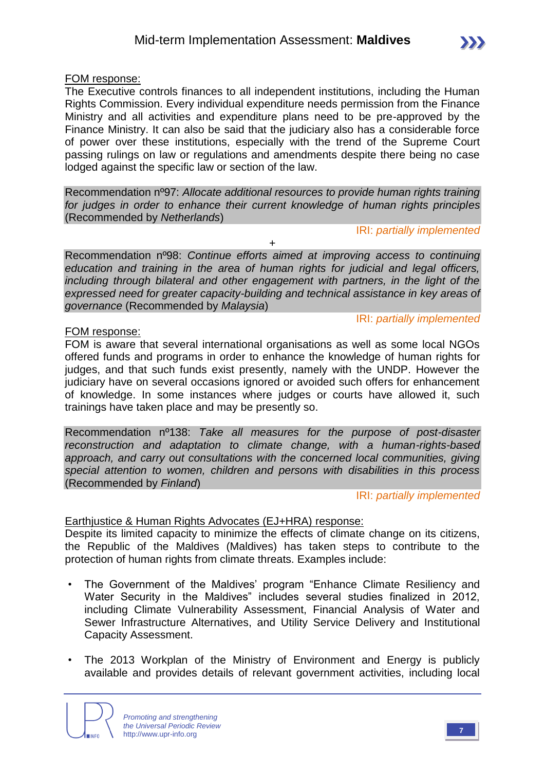FOM response:

The Executive controls finances to all independent institutions, including the Human Rights Commission. Every individual expenditure needs permission from the Finance Ministry and all activities and expenditure plans need to be pre-approved by the Finance Ministry. It can also be said that the judiciary also has a considerable force of power over these institutions, especially with the trend of the Supreme Court passing rulings on law or regulations and amendments despite there being no case lodged against the specific law or section of the law.

Recommendation nº97: *Allocate additional resources to provide human rights training for judges in order to enhance their current knowledge of human rights principles* (Recommended by *Netherlands*)

IRI: *partially implemented*

+

Recommendation nº98: *Continue efforts aimed at improving access to continuing education and training in the area of human rights for judicial and legal officers, including through bilateral and other engagement with partners, in the light of the expressed need for greater capacity-building and technical assistance in key areas of governance* (Recommended by *Malaysia*)

IRI: *partially implemented*

FOM response:

FOM is aware that several international organisations as well as some local NGOs offered funds and programs in order to enhance the knowledge of human rights for judges, and that such funds exist presently, namely with the UNDP. However the judiciary have on several occasions ignored or avoided such offers for enhancement of knowledge. In some instances where judges or courts have allowed it, such trainings have taken place and may be presently so.

Recommendation nº138: *Take all measures for the purpose of post-disaster reconstruction and adaptation to climate change, with a human-rights-based approach, and carry out consultations with the concerned local communities, giving special attention to women, children and persons with disabilities in this process* (Recommended by *Finland*)

IRI: *partially implemented*

Earthjustice & Human Rights Advocates (EJ+HRA) response:

Despite its limited capacity to minimize the effects of climate change on its citizens, the Republic of the Maldives (Maldives) has taken steps to contribute to the protection of human rights from climate threats. Examples include:

- The Government of the Maldives' program "Enhance Climate Resiliency and Water Security in the Maldives" includes several studies finalized in 2012, including Climate Vulnerability Assessment, Financial Analysis of Water and Sewer Infrastructure Alternatives, and Utility Service Delivery and Institutional Capacity Assessment.
- The 2013 Workplan of the Ministry of Environment and Energy is publicly available and provides details of relevant government activities, including local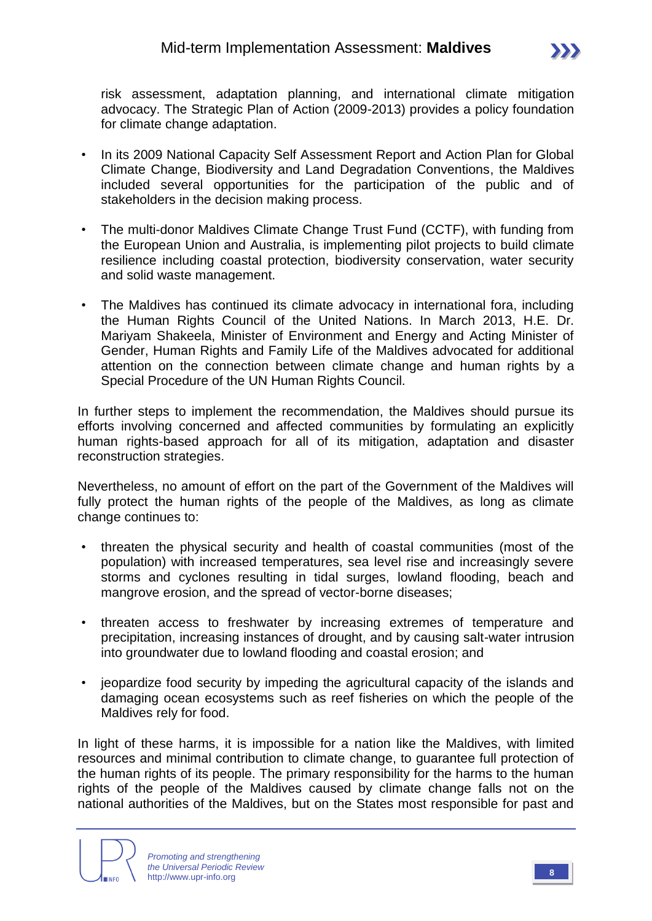risk assessment, adaptation planning, and international climate mitigation advocacy. The Strategic Plan of Action (2009-2013) provides a policy foundation for climate change adaptation.

- In its 2009 National Capacity Self Assessment Report and Action Plan for Global Climate Change, Biodiversity and Land Degradation Conventions, the Maldives included several opportunities for the participation of the public and of stakeholders in the decision making process.

- The multi-donor Maldives Climate Change Trust Fund (CCTF), with funding from the European Union and Australia, is implementing pilot projects to build climate resilience including coastal protection, biodiversity conservation, water security and solid waste management.

- The Maldives has continued its climate advocacy in international fora, including the Human Rights Council of the United Nations. In March 2013, H.E. Dr. Mariyam Shakeela, Minister of Environment and Energy and Acting Minister of Gender, Human Rights and Family Life of the Maldives advocated for additional attention on the connection between climate change and human rights by a Special Procedure of the UN Human Rights Council.

In further steps to implement the recommendation, the Maldives should pursue its efforts involving concerned and affected communities by formulating an explicitly human rights-based approach for all of its mitigation, adaptation and disaster reconstruction strategies.

Nevertheless, no amount of effort on the part of the Government of the Maldives will fully protect the human rights of the people of the Maldives, as long as climate change continues to:

- threaten the physical security and health of coastal communities (most of the population) with increased temperatures, sea level rise and increasingly severe storms and cyclones resulting in tidal surges, lowland flooding, beach and mangrove erosion, and the spread of vector-borne diseases;

- threaten access to freshwater by increasing extremes of temperature and precipitation, increasing instances of drought, and by causing salt-water intrusion into groundwater due to lowland flooding and coastal erosion; and

- jeopardize food security by impeding the agricultural capacity of the islands and damaging ocean ecosystems such as reef fisheries on which the people of the Maldives rely for food.

In light of these harms, it is impossible for a nation like the Maldives, with limited resources and minimal contribution to climate change, to guarantee full protection of the human rights of its people. The primary responsibility for the harms to the human rights of the people of the Maldives caused by climate change falls not on the national authorities of the Maldives, but on the States most responsible for past and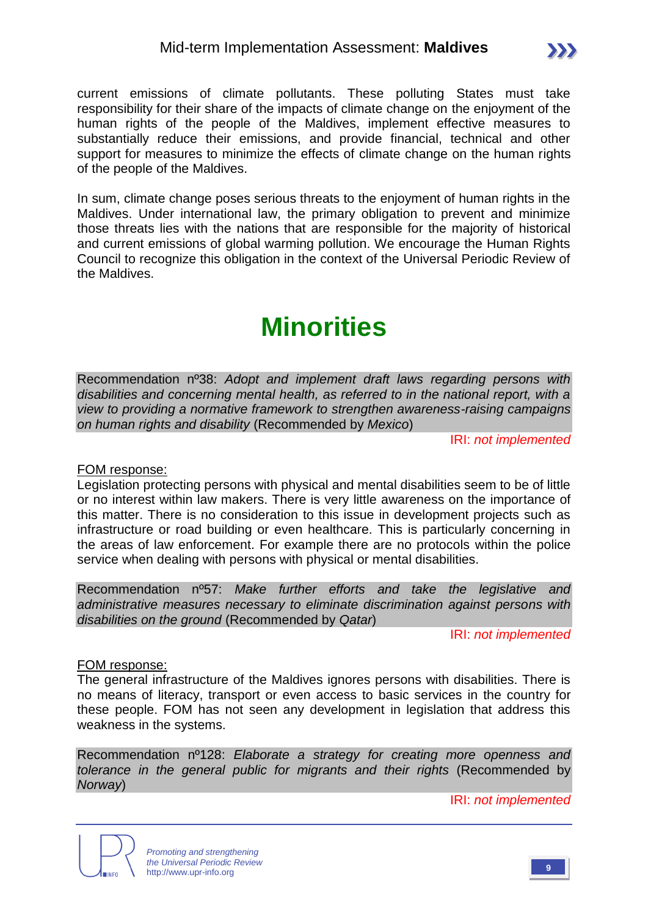current emissions of climate pollutants. These polluting States must take responsibility for their share of the impacts of climate change on the enjoyment of the human rights of the people of the Maldives, implement effective measures to substantially reduce their emissions, and provide financial, technical and other support for measures to minimize the effects of climate change on the human rights of the people of the Maldives.

In sum, climate change poses serious threats to the enjoyment of human rights in the Maldives. Under international law, the primary obligation to prevent and minimize those threats lies with the nations that are responsible for the majority of historical and current emissions of global warming pollution. We encourage the Human Rights Council to recognize this obligation in the context of the Universal Periodic Review of the Maldives.

# Minorities

Recommendation nº38: *Adopt and implement draft laws regarding persons with disabilities and concerning mental health, as referred to in the national report, with a view to providing a normative framework to strengthen awareness-raising campaigns on human rights and disability* (Recommended by *Mexico*)

IRI: *not implemented*

FOM response:
Legislation protecting persons with physical and mental disabilities seem to be of little or no interest within law makers. There is very little awareness on the importance of this matter. There is no consideration to this issue in development projects such as infrastructure or road building or even healthcare. This is particularly concerning in the areas of law enforcement. For example there are no protocols within the police service when dealing with persons with physical or mental disabilities.

Recommendation nº57: *Make further efforts and take the legislative and administrative measures necessary to eliminate discrimination against persons with disabilities on the ground* (Recommended by *Qatar*)

IRI: *not implemented*

FOM response:
The general infrastructure of the Maldives ignores persons with disabilities. There is no means of literacy, transport or even access to basic services in the country for these people. FOM has not seen any development in legislation that address this weakness in the systems.

Recommendation nº128: *Elaborate a strategy for creating more openness and tolerance in the general public for migrants and their rights* (Recommended by *Norway*)

IRI: *not implemented*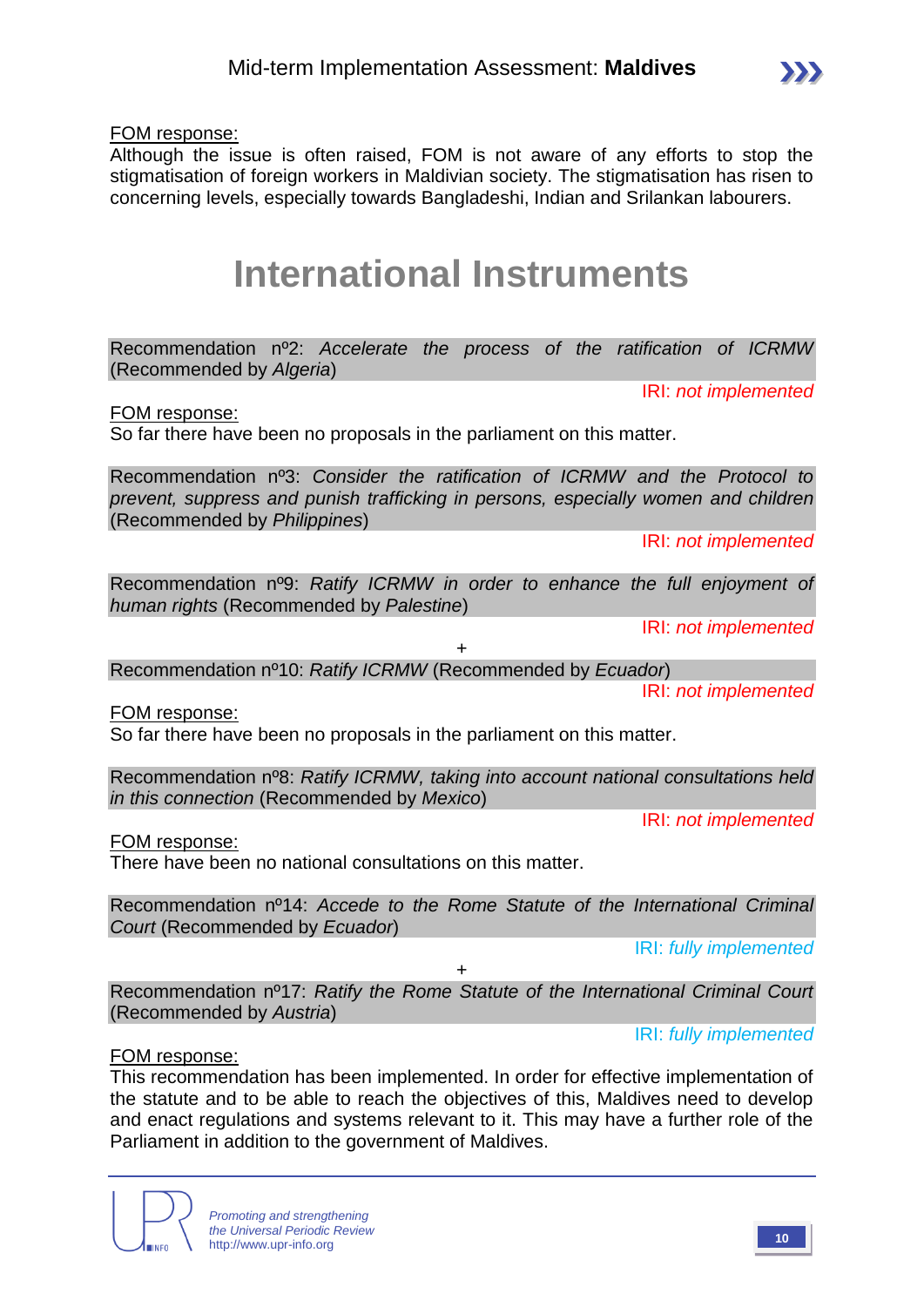FOM response:

Although the issue is often raised, FOM is not aware of any efforts to stop the stigmatisation of foreign workers in Maldivian society. The stigmatisation has risen to concerning levels, especially towards Bangladeshi, Indian and Srilankan labourers.

# International Instruments

Recommendation nº2: *Accelerate the process of the ratification of ICRMW* (Recommended by *Algeria*)

IRI: *not implemented*

FOM response:

So far there have been no proposals in the parliament on this matter.

Recommendation nº3: *Consider the ratification of ICRMW and the Protocol to prevent, suppress and punish trafficking in persons, especially women and children* (Recommended by *Philippines*)

IRI: *not implemented*

Recommendation nº9: *Ratify ICRMW in order to enhance the full enjoyment of human rights* (Recommended by *Palestine*)

IRI: *not implemented*

+

Recommendation nº10: *Ratify ICRMW* (Recommended by *Ecuador*)

IRI: *not implemented*

FOM response:

So far there have been no proposals in the parliament on this matter.

Recommendation nº8: *Ratify ICRMW, taking into account national consultations held in this connection* (Recommended by *Mexico*)

IRI: *not implemented*

FOM response:

There have been no national consultations on this matter.

Recommendation nº14: *Accede to the Rome Statute of the International Criminal Court* (Recommended by *Ecuador*)

IRI: *fully implemented*

+

Recommendation nº17: *Ratify the Rome Statute of the International Criminal Court* (Recommended by *Austria*)

IRI: *fully implemented*

FOM response:

This recommendation has been implemented. In order for effective implementation of the statute and to be able to reach the objectives of this, Maldives need to develop and enact regulations and systems relevant to it. This may have a further role of the Parliament in addition to the government of Maldives.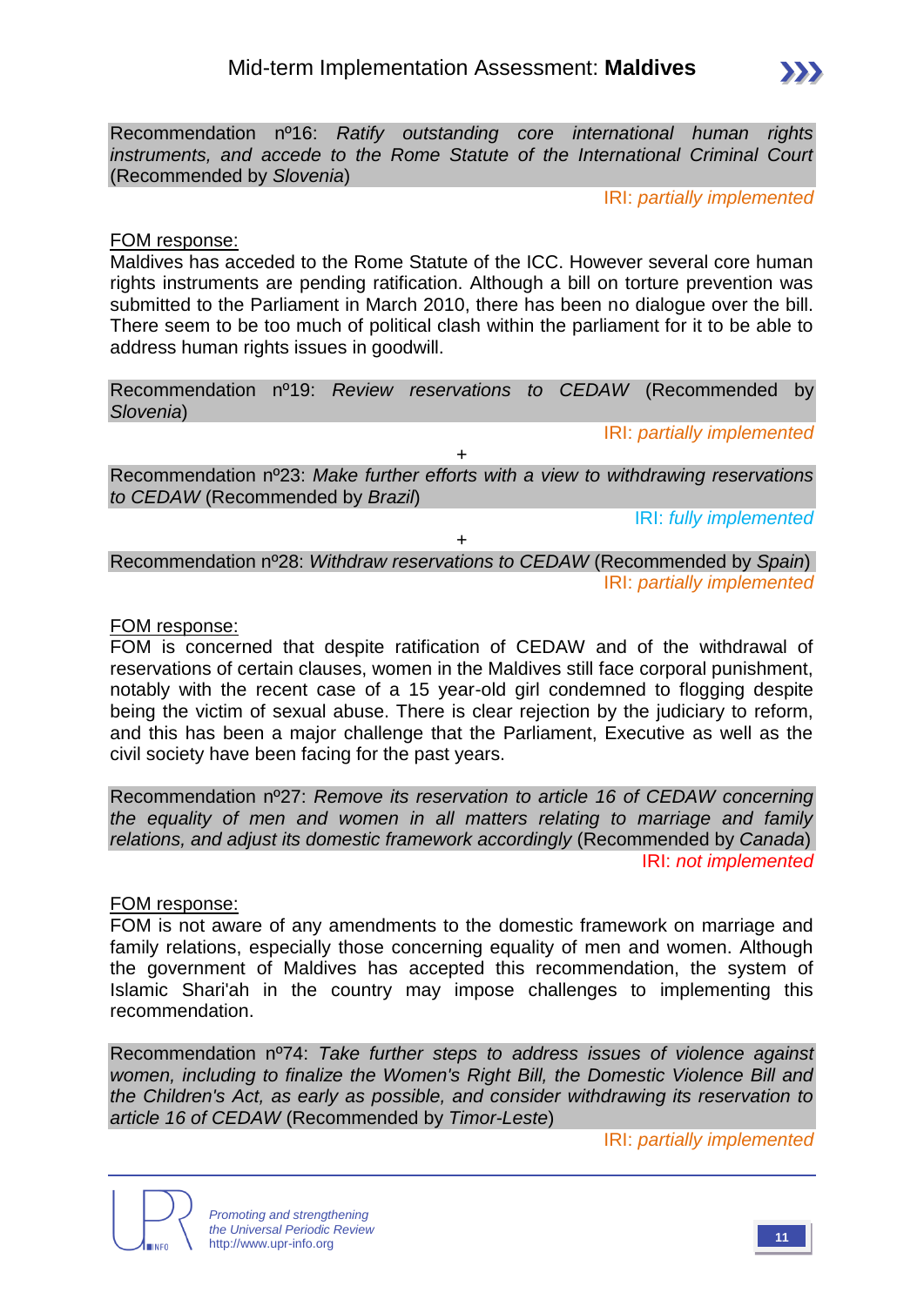Recommendation nº16: *Ratify outstanding core international human rights instruments, and accede to the Rome Statute of the International Criminal Court* (Recommended by *Slovenia*)

IRI: *partially implemented*

FOM response:

Maldives has acceded to the Rome Statute of the ICC. However several core human rights instruments are pending ratification. Although a bill on torture prevention was submitted to the Parliament in March 2010, there has been no dialogue over the bill. There seem to be too much of political clash within the parliament for it to be able to address human rights issues in goodwill.

Recommendation nº19: *Review reservations to CEDAW* (Recommended by *Slovenia*)

IRI: *partially implemented*

+

Recommendation nº23: *Make further efforts with a view to withdrawing reservations to CEDAW* (Recommended by *Brazil*)

IRI: *fully implemented*

+

Recommendation nº28: *Withdraw reservations to CEDAW* (Recommended by *Spain*)

IRI: *partially implemented*

FOM response:

FOM is concerned that despite ratification of CEDAW and of the withdrawal of reservations of certain clauses, women in the Maldives still face corporal punishment, notably with the recent case of a 15 year-old girl condemned to flogging despite being the victim of sexual abuse. There is clear rejection by the judiciary to reform, and this has been a major challenge that the Parliament, Executive as well as the civil society have been facing for the past years.

Recommendation nº27: *Remove its reservation to article 16 of CEDAW concerning the equality of men and women in all matters relating to marriage and family relations, and adjust its domestic framework accordingly* (Recommended by *Canada*)

IRI: *not implemented*

FOM response:

FOM is not aware of any amendments to the domestic framework on marriage and family relations, especially those concerning equality of men and women. Although the government of Maldives has accepted this recommendation, the system of Islamic Shari'ah in the country may impose challenges to implementing this recommendation.

Recommendation nº74: *Take further steps to address issues of violence against women, including to finalize the Women's Right Bill, the Domestic Violence Bill and the Children's Act, as early as possible, and consider withdrawing its reservation to article 16 of CEDAW* (Recommended by *Timor-Leste*)

IRI: *partially implemented*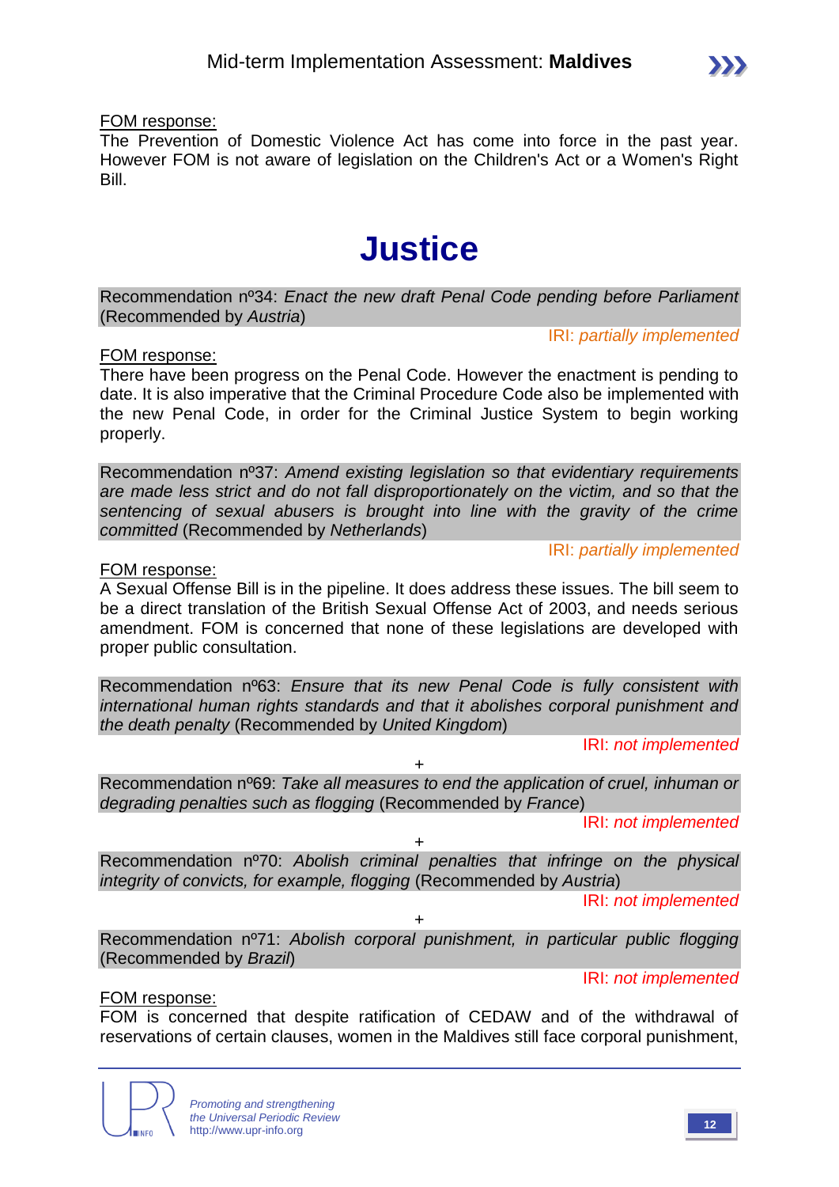FOM response:
The Prevention of Domestic Violence Act has come into force in the past year. However FOM is not aware of legislation on the Children's Act or a Women's Right Bill.

# Justice

Recommendation nº34: *Enact the new draft Penal Code pending before Parliament* (Recommended by *Austria*)

IRI: *partially implemented*

FOM response:
There have been progress on the Penal Code. However the enactment is pending to date. It is also imperative that the Criminal Procedure Code also be implemented with the new Penal Code, in order for the Criminal Justice System to begin working properly.

Recommendation nº37: *Amend existing legislation so that evidentiary requirements are made less strict and do not fall disproportionately on the victim, and so that the sentencing of sexual abusers is brought into line with the gravity of the crime committed* (Recommended by *Netherlands*)

IRI: *partially implemented*

FOM response:
A Sexual Offense Bill is in the pipeline. It does address these issues. The bill seem to be a direct translation of the British Sexual Offense Act of 2003, and needs serious amendment. FOM is concerned that none of these legislations are developed with proper public consultation.

Recommendation nº63: *Ensure that its new Penal Code is fully consistent with international human rights standards and that it abolishes corporal punishment and the death penalty* (Recommended by *United Kingdom*)

IRI: *not implemented*

+

Recommendation nº69: *Take all measures to end the application of cruel, inhuman or degrading penalties such as flogging* (Recommended by *France*)

IRI: *not implemented*

+

Recommendation nº70: *Abolish criminal penalties that infringe on the physical integrity of convicts, for example, flogging* (Recommended by *Austria*)

IRI: *not implemented*

+

Recommendation nº71: *Abolish corporal punishment, in particular public flogging* (Recommended by *Brazil*)

IRI: *not implemented*

FOM response:
FOM is concerned that despite ratification of CEDAW and of the withdrawal of reservations of certain clauses, women in the Maldives still face corporal punishment,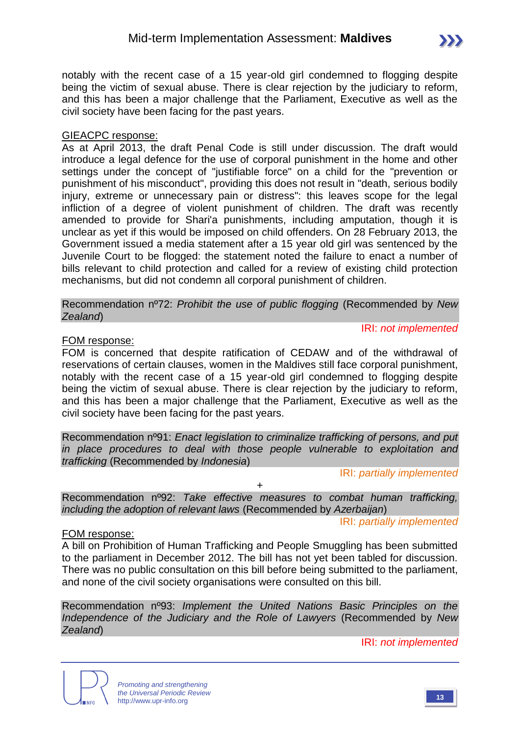notably with the recent case of a 15 year-old girl condemned to flogging despite being the victim of sexual abuse. There is clear rejection by the judiciary to reform, and this has been a major challenge that the Parliament, Executive as well as the civil society have been facing for the past years.

GIEACPC response:

As at April 2013, the draft Penal Code is still under discussion. The draft would introduce a legal defence for the use of corporal punishment in the home and other settings under the concept of "justifiable force" on a child for the "prevention or punishment of his misconduct", providing this does not result in "death, serious bodily injury, extreme or unnecessary pain or distress": this leaves scope for the legal infliction of a degree of violent punishment of children. The draft was recently amended to provide for Shari'a punishments, including amputation, though it is unclear as yet if this would be imposed on child offenders. On 28 February 2013, the Government issued a media statement after a 15 year old girl was sentenced by the Juvenile Court to be flogged: the statement noted the failure to enact a number of bills relevant to child protection and called for a review of existing child protection mechanisms, but did not condemn all corporal punishment of children.

Recommendation nº72: *Prohibit the use of public flogging* (Recommended by *New Zealand*)

IRI: *not implemented*

FOM response:

FOM is concerned that despite ratification of CEDAW and of the withdrawal of reservations of certain clauses, women in the Maldives still face corporal punishment, notably with the recent case of a 15 year-old girl condemned to flogging despite being the victim of sexual abuse. There is clear rejection by the judiciary to reform, and this has been a major challenge that the Parliament, Executive as well as the civil society have been facing for the past years.

Recommendation nº91: *Enact legislation to criminalize trafficking of persons, and put in place procedures to deal with those people vulnerable to exploitation and trafficking* (Recommended by *Indonesia*)

IRI: *partially implemented*

+

Recommendation nº92: *Take effective measures to combat human trafficking, including the adoption of relevant laws* (Recommended by *Azerbaijan*)

IRI: *partially implemented*

FOM response:

A bill on Prohibition of Human Trafficking and People Smuggling has been submitted to the parliament in December 2012. The bill has not yet been tabled for discussion. There was no public consultation on this bill before being submitted to the parliament, and none of the civil society organisations were consulted on this bill.

Recommendation nº93: *Implement the United Nations Basic Principles on the Independence of the Judiciary and the Role of Lawyers* (Recommended by *New Zealand*)

IRI: *not implemented*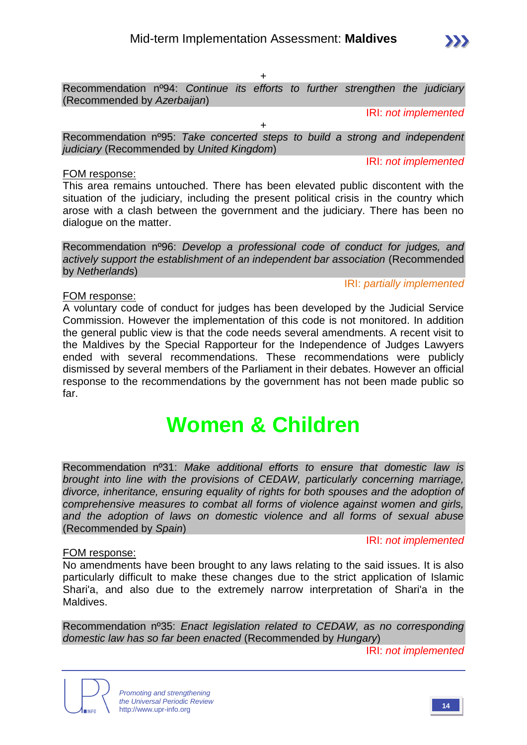+

Recommendation nº94: *Continue its efforts to further strengthen the judiciary* (Recommended by *Azerbaijan*)

IRI: *not implemented*

+

Recommendation nº95: *Take concerted steps to build a strong and independent judiciary* (Recommended by *United Kingdom*)

IRI: *not implemented*

FOM response:

This area remains untouched. There has been elevated public discontent with the situation of the judiciary, including the present political crisis in the country which arose with a clash between the government and the judiciary. There has been no dialogue on the matter.

Recommendation nº96: *Develop a professional code of conduct for judges, and actively support the establishment of an independent bar association* (Recommended by *Netherlands*)

IRI: *partially implemented*

FOM response:

A voluntary code of conduct for judges has been developed by the Judicial Service Commission. However the implementation of this code is not monitored. In addition the general public view is that the code needs several amendments. A recent visit to the Maldives by the Special Rapporteur for the Independence of Judges Lawyers ended with several recommendations. These recommendations were publicly dismissed by several members of the Parliament in their debates. However an official response to the recommendations by the government has not been made public so far.

# Women & Children

Recommendation nº31: *Make additional efforts to ensure that domestic law is brought into line with the provisions of CEDAW, particularly concerning marriage, divorce, inheritance, ensuring equality of rights for both spouses and the adoption of comprehensive measures to combat all forms of violence against women and girls, and the adoption of laws on domestic violence and all forms of sexual abuse* (Recommended by *Spain*)

IRI: *not implemented*

FOM response:

No amendments have been brought to any laws relating to the said issues. It is also particularly difficult to make these changes due to the strict application of Islamic Shari'a, and also due to the extremely narrow interpretation of Shari'a in the Maldives.

Recommendation nº35: *Enact legislation related to CEDAW, as no corresponding domestic law has so far been enacted* (Recommended by *Hungary*)

IRI: *not implemented*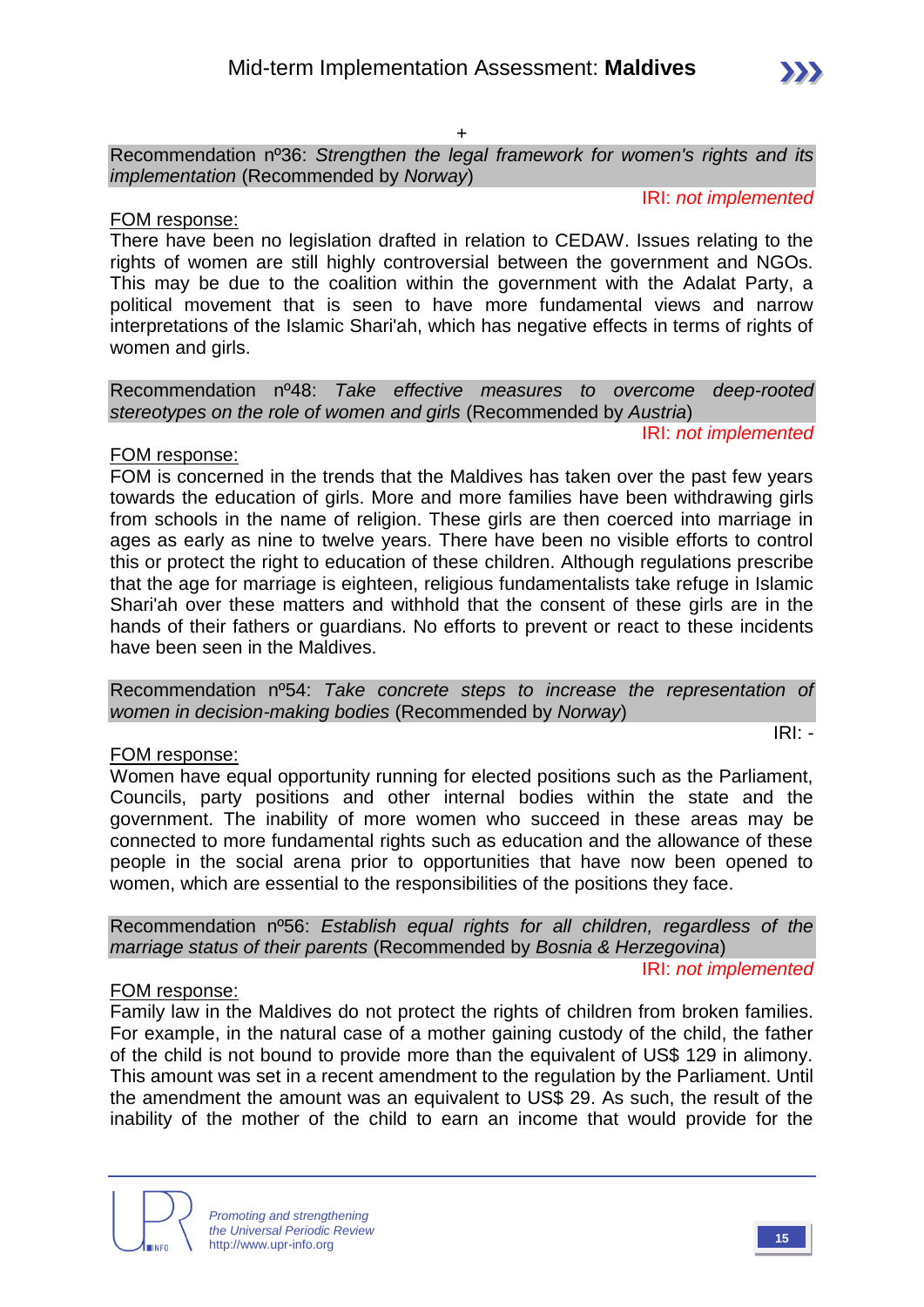+

Recommendation nº36: *Strengthen the legal framework for women's rights and its implementation* (Recommended by *Norway*)

IRI: *not implemented*

FOM response:

There have been no legislation drafted in relation to CEDAW. Issues relating to the rights of women are still highly controversial between the government and NGOs. This may be due to the coalition within the government with the Adalat Party, a political movement that is seen to have more fundamental views and narrow interpretations of the Islamic Shari'ah, which has negative effects in terms of rights of women and girls.

Recommendation nº48: *Take effective measures to overcome deep-rooted stereotypes on the role of women and girls* (Recommended by *Austria*)

IRI: *not implemented*

FOM response:

FOM is concerned in the trends that the Maldives has taken over the past few years towards the education of girls. More and more families have been withdrawing girls from schools in the name of religion. These girls are then coerced into marriage in ages as early as nine to twelve years. There have been no visible efforts to control this or protect the right to education of these children. Although regulations prescribe that the age for marriage is eighteen, religious fundamentalists take refuge in Islamic Shari'ah over these matters and withhold that the consent of these girls are in the hands of their fathers or guardians. No efforts to prevent or react to these incidents have been seen in the Maldives.

Recommendation nº54: *Take concrete steps to increase the representation of women in decision-making bodies* (Recommended by *Norway*)

IRI: -

FOM response:

Women have equal opportunity running for elected positions such as the Parliament, Councils, party positions and other internal bodies within the state and the government. The inability of more women who succeed in these areas may be connected to more fundamental rights such as education and the allowance of these people in the social arena prior to opportunities that have now been opened to women, which are essential to the responsibilities of the positions they face.

Recommendation nº56: *Establish equal rights for all children, regardless of the marriage status of their parents* (Recommended by *Bosnia & Herzegovina*)

IRI: *not implemented*

FOM response:

Family law in the Maldives do not protect the rights of children from broken families. For example, in the natural case of a mother gaining custody of the child, the father of the child is not bound to provide more than the equivalent of US$ 129 in alimony. This amount was set in a recent amendment to the regulation by the Parliament. Until the amendment the amount was an equivalent to US$ 29. As such, the result of the inability of the mother of the child to earn an income that would provide for the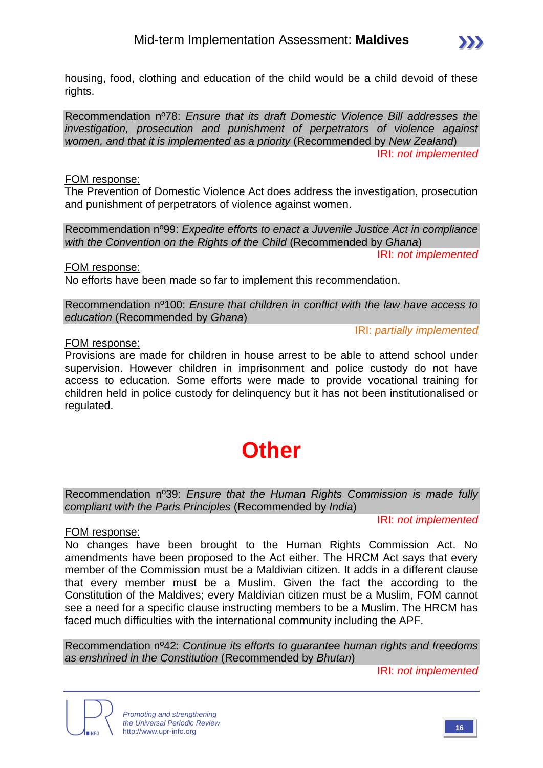housing, food, clothing and education of the child would be a child devoid of these rights.

Recommendation nº78: *Ensure that its draft Domestic Violence Bill addresses the investigation, prosecution and punishment of perpetrators of violence against women, and that it is implemented as a priority* (Recommended by *New Zealand*)

IRI: *not implemented*

FOM response:
The Prevention of Domestic Violence Act does address the investigation, prosecution and punishment of perpetrators of violence against women.

Recommendation nº99: *Expedite efforts to enact a Juvenile Justice Act in compliance with the Convention on the Rights of the Child* (Recommended by *Ghana*)

IRI: *not implemented*

FOM response:
No efforts have been made so far to implement this recommendation.

Recommendation nº100: *Ensure that children in conflict with the law have access to education* (Recommended by *Ghana*)

IRI: *partially implemented*

FOM response:
Provisions are made for children in house arrest to be able to attend school under supervision. However children in imprisonment and police custody do not have access to education. Some efforts were made to provide vocational training for children held in police custody for delinquency but it has not been institutionalised or regulated.

# Other

Recommendation nº39: *Ensure that the Human Rights Commission is made fully compliant with the Paris Principles* (Recommended by *India*)

IRI: *not implemented*

FOM response:
No changes have been brought to the Human Rights Commission Act. No amendments have been proposed to the Act either. The HRCM Act says that every member of the Commission must be a Maldivian citizen. It adds in a different clause that every member must be a Muslim. Given the fact the according to the Constitution of the Maldives; every Maldivian citizen must be a Muslim, FOM cannot see a need for a specific clause instructing members to be a Muslim. The HRCM has faced much difficulties with the international community including the APF.

Recommendation nº42: *Continue its efforts to guarantee human rights and freedoms as enshrined in the Constitution* (Recommended by *Bhutan*)

IRI: *not implemented*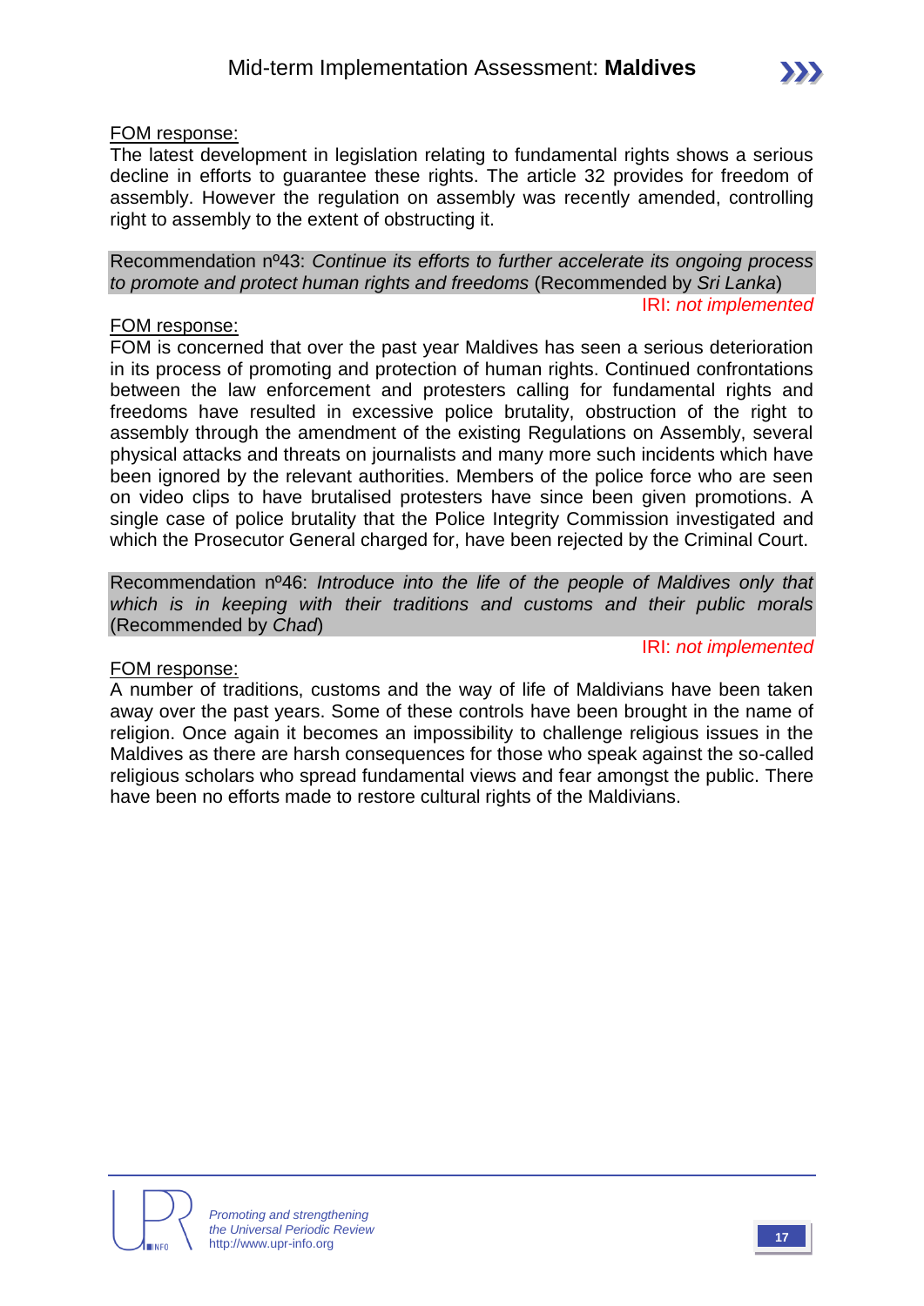<u>FOM response:</u>
The latest development in legislation relating to fundamental rights shows a serious decline in efforts to guarantee these rights. The article 32 provides for freedom of assembly. However the regulation on assembly was recently amended, controlling right to assembly to the extent of obstructing it.

Recommendation nº43: *Continue its efforts to further accelerate its ongoing process to promote and protect human rights and freedoms* (Recommended by *Sri Lanka*)

IRI: *not implemented*

<u>FOM response:</u>
FOM is concerned that over the past year Maldives has seen a serious deterioration in its process of promoting and protection of human rights. Continued confrontations between the law enforcement and protesters calling for fundamental rights and freedoms have resulted in excessive police brutality, obstruction of the right to assembly through the amendment of the existing Regulations on Assembly, several physical attacks and threats on journalists and many more such incidents which have been ignored by the relevant authorities. Members of the police force who are seen on video clips to have brutalised protesters have since been given promotions. A single case of police brutality that the Police Integrity Commission investigated and which the Prosecutor General charged for, have been rejected by the Criminal Court.

Recommendation nº46: *Introduce into the life of the people of Maldives only that which is in keeping with their traditions and customs and their public morals* (Recommended by *Chad*)

IRI: *not implemented*

<u>FOM response:</u>
A number of traditions, customs and the way of life of Maldivians have been taken away over the past years. Some of these controls have been brought in the name of religion. Once again it becomes an impossibility to challenge religious issues in the Maldives as there are harsh consequences for those who speak against the so-called religious scholars who spread fundamental views and fear amongst the public. There have been no efforts made to restore cultural rights of the Maldivians.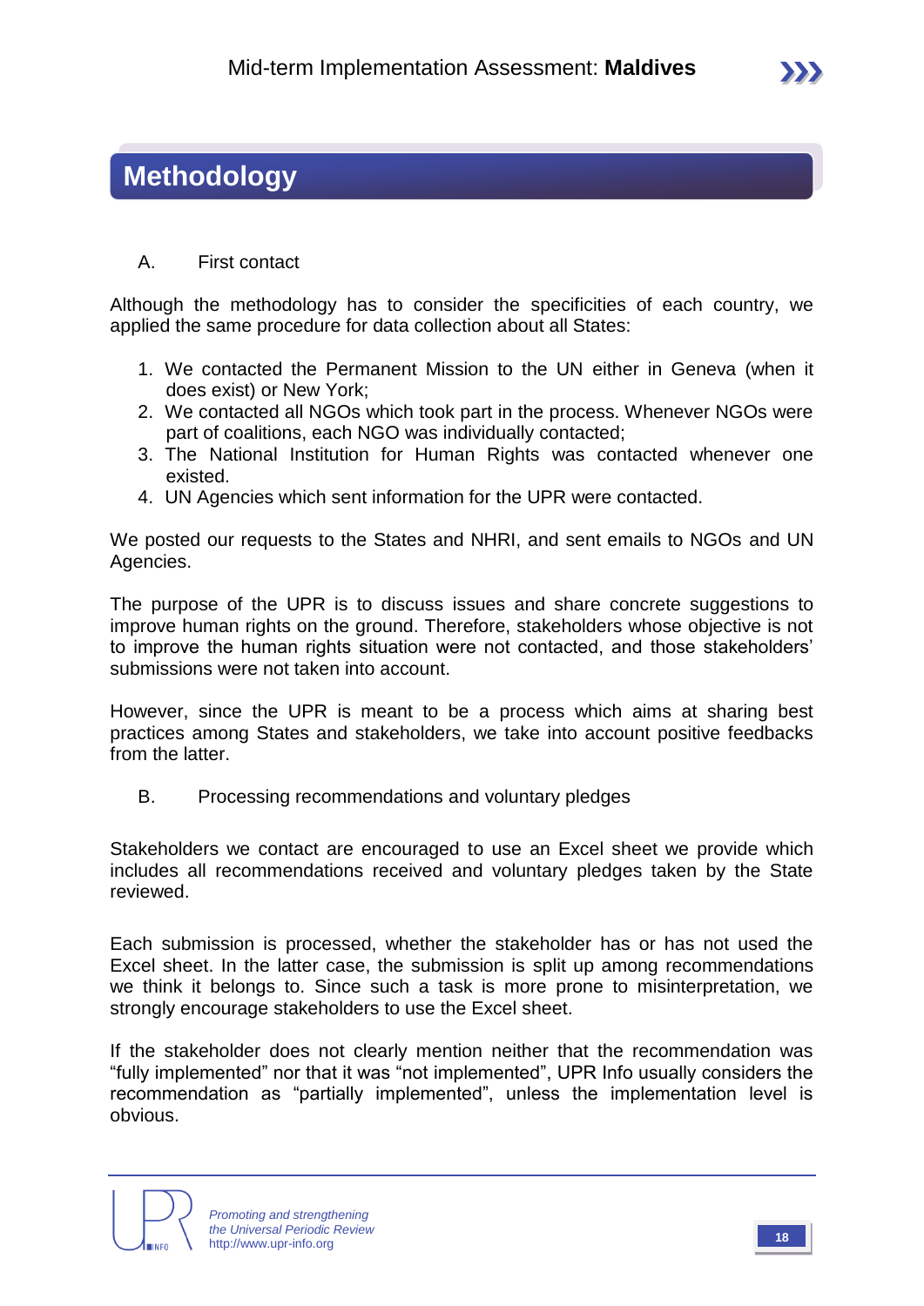# Methodology

A. First contact

Although the methodology has to consider the specificities of each country, we applied the same procedure for data collection about all States:

1. We contacted the Permanent Mission to the UN either in Geneva (when it does exist) or New York;
2. We contacted all NGOs which took part in the process. Whenever NGOs were part of coalitions, each NGO was individually contacted;
3. The National Institution for Human Rights was contacted whenever one existed.
4. UN Agencies which sent information for the UPR were contacted.

We posted our requests to the States and NHRI, and sent emails to NGOs and UN Agencies.

The purpose of the UPR is to discuss issues and share concrete suggestions to improve human rights on the ground. Therefore, stakeholders whose objective is not to improve the human rights situation were not contacted, and those stakeholders' submissions were not taken into account.

However, since the UPR is meant to be a process which aims at sharing best practices among States and stakeholders, we take into account positive feedbacks from the latter.

B. Processing recommendations and voluntary pledges

Stakeholders we contact are encouraged to use an Excel sheet we provide which includes all recommendations received and voluntary pledges taken by the State reviewed.

Each submission is processed, whether the stakeholder has or has not used the Excel sheet. In the latter case, the submission is split up among recommendations we think it belongs to. Since such a task is more prone to misinterpretation, we strongly encourage stakeholders to use the Excel sheet.

If the stakeholder does not clearly mention neither that the recommendation was "fully implemented" nor that it was "not implemented", UPR Info usually considers the recommendation as "partially implemented", unless the implementation level is obvious.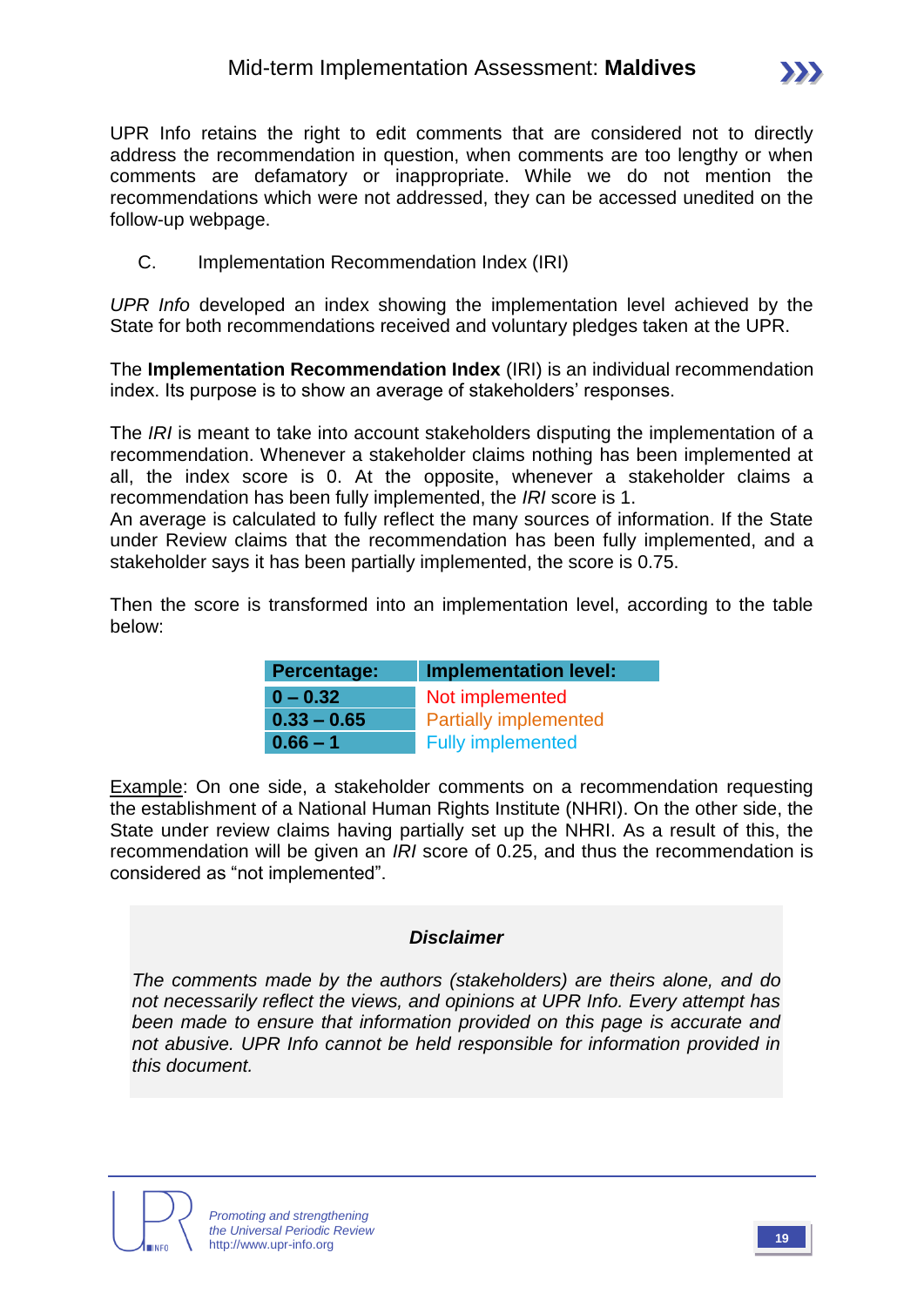UPR Info retains the right to edit comments that are considered not to directly address the recommendation in question, when comments are too lengthy or when comments are defamatory or inappropriate. While we do not mention the recommendations which were not addressed, they can be accessed unedited on the follow-up webpage.

C. Implementation Recommendation Index (IRI)

*UPR Info* developed an index showing the implementation level achieved by the State for both recommendations received and voluntary pledges taken at the UPR.

The **Implementation Recommendation Index** (IRI) is an individual recommendation index. Its purpose is to show an average of stakeholders' responses.

The *IRI* is meant to take into account stakeholders disputing the implementation of a recommendation. Whenever a stakeholder claims nothing has been implemented at all, the index score is 0. At the opposite, whenever a stakeholder claims a recommendation has been fully implemented, the *IRI* score is 1.
An average is calculated to fully reflect the many sources of information. If the State under Review claims that the recommendation has been fully implemented, and a stakeholder says it has been partially implemented, the score is 0.75.

Then the score is transformed into an implementation level, according to the table below:

| Percentage: | Implementation level: |
|---|---|
| 0 – 0.32 | Not implemented |
| 0.33 – 0.65 | Partially implemented |
| 0.66 – 1 | Fully implemented |

Example: On one side, a stakeholder comments on a recommendation requesting the establishment of a National Human Rights Institute (NHRI). On the other side, the State under review claims having partially set up the NHRI. As a result of this, the recommendation will be given an *IRI* score of 0.25, and thus the recommendation is considered as "not implemented".

***Disclaimer***

*The comments made by the authors (stakeholders) are theirs alone, and do not necessarily reflect the views, and opinions at UPR Info. Every attempt has been made to ensure that information provided on this page is accurate and not abusive. UPR Info cannot be held responsible for information provided in this document.*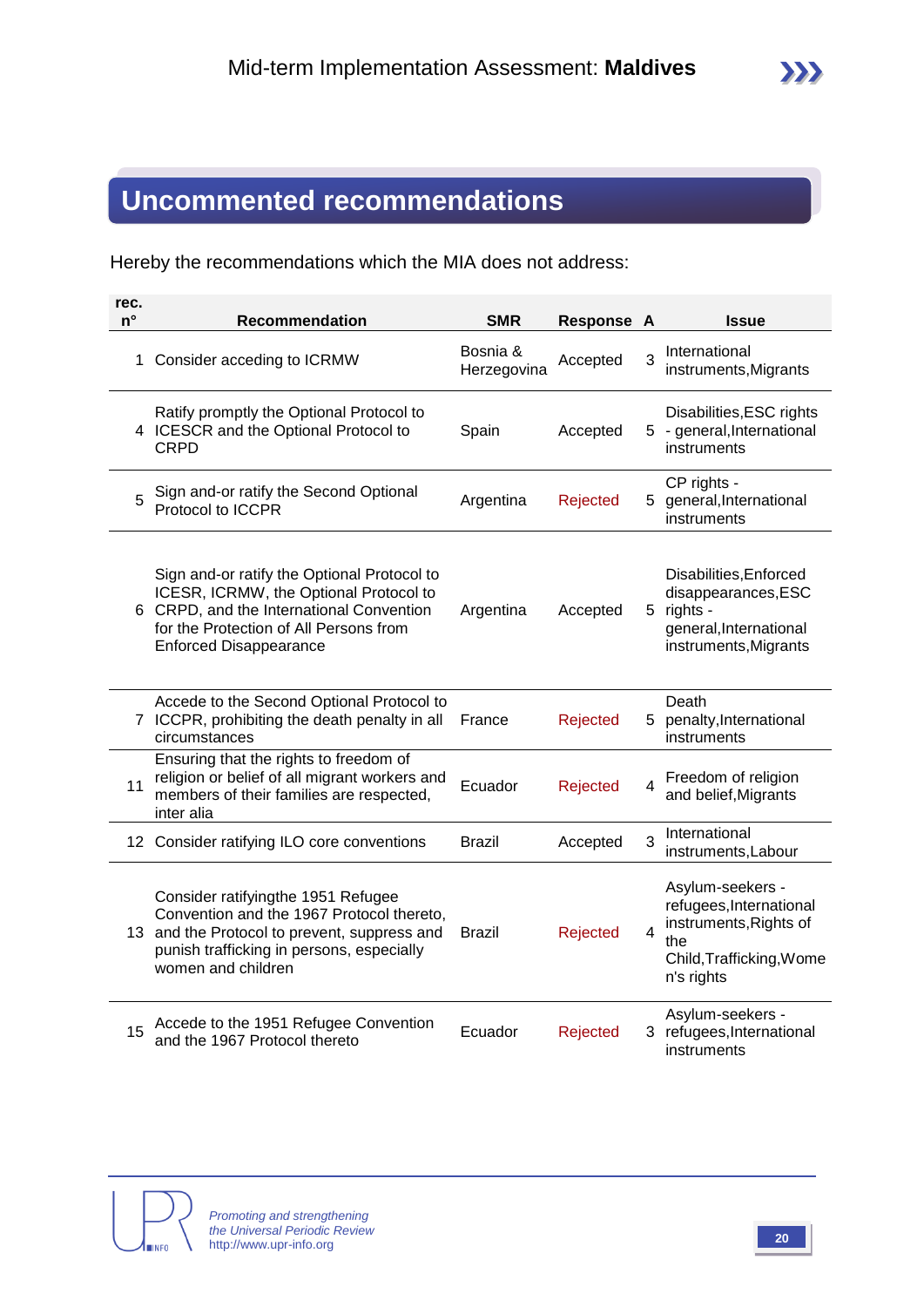## Uncommented recommendations

Hereby the recommendations which the MIA does not address:

| rec. n° | Recommendation | SMR | Response | A | Issue |
|---|---|---|---|---|---|
| 1 | Consider acceding to ICRMW | Bosnia & Herzegovina | Accepted | 3 | International instruments,Migrants |
| 4 | Ratify promptly the Optional Protocol to ICESCR and the Optional Protocol to CRPD | Spain | Accepted | 5 | Disabilities,ESC rights - general,International instruments |
| 5 | Sign and-or ratify the Second Optional Protocol to ICCPR | Argentina | Rejected | 5 | CP rights - general,International instruments |
| 6 | Sign and-or ratify the Optional Protocol to ICESR, ICRMW, the Optional Protocol to CRPD, and the International Convention for the Protection of All Persons from Enforced Disappearance | Argentina | Accepted | 5 | Disabilities,Enforced disappearances,ESC rights - general,International instruments,Migrants |
| 7 | Accede to the Second Optional Protocol to ICCPR, prohibiting the death penalty in all circumstances | France | Rejected | 5 | Death penalty,International instruments |
| 11 | Ensuring that the rights to freedom of religion or belief of all migrant workers and members of their families are respected, inter alia | Ecuador | Rejected | 4 | Freedom of religion and belief,Migrants |
| 12 | Consider ratifying ILO core conventions | Brazil | Accepted | 3 | International instruments,Labour |
| 13 | Consider ratifyingthe 1951 Refugee Convention and the 1967 Protocol thereto, and the Protocol to prevent, suppress and punish trafficking in persons, especially women and children | Brazil | Rejected | 4 | Asylum-seekers - refugees,International instruments,Rights of the Child,Trafficking,Women's rights |
| 15 | Accede to the 1951 Refugee Convention and the 1967 Protocol thereto | Ecuador | Rejected | 3 | Asylum-seekers - refugees,International instruments |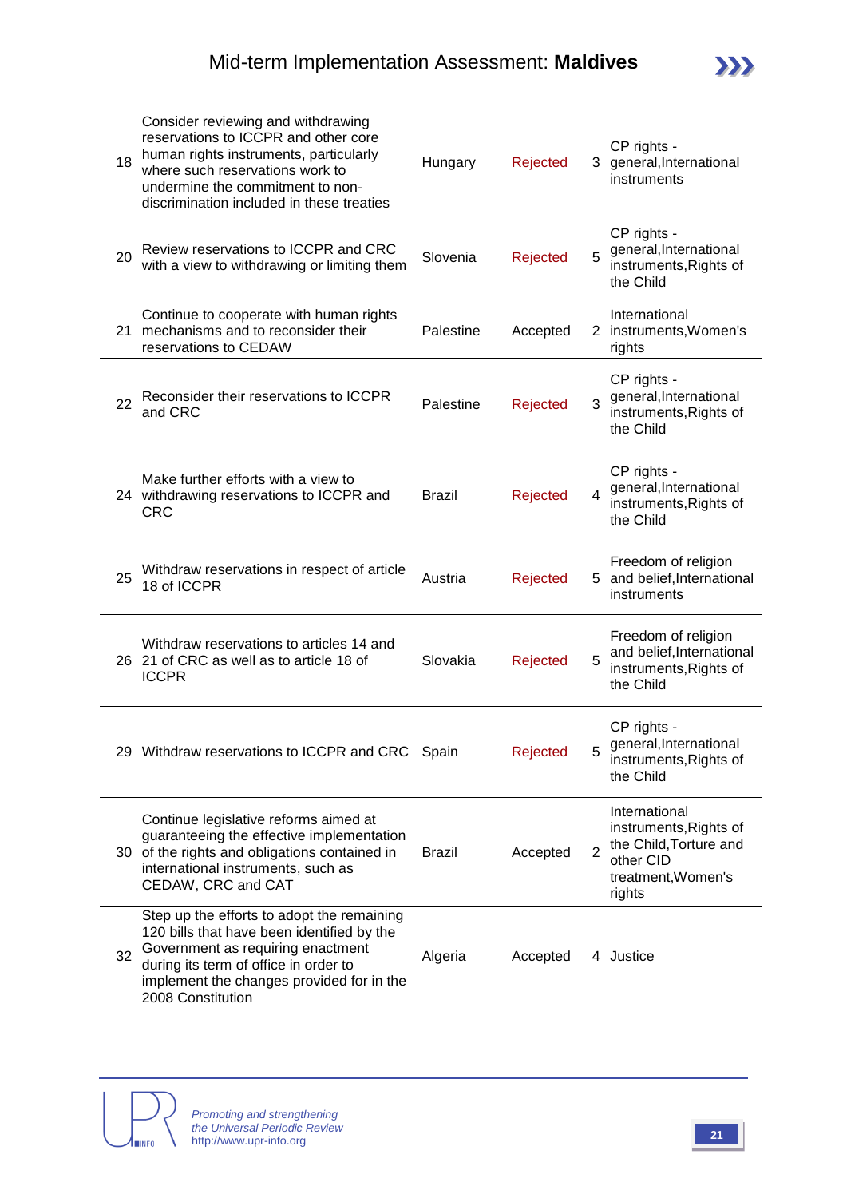| | | | | | |
|---|---|---|---|---|---|
| 18 | Consider reviewing and withdrawing reservations to ICCPR and other core human rights instruments, particularly where such reservations work to undermine the commitment to non-discrimination included in these treaties | Hungary | Rejected | 3 | CP rights - general,International instruments |
| 20 | Review reservations to ICCPR and CRC with a view to withdrawing or limiting them | Slovenia | Rejected | 5 | CP rights - general,International instruments,Rights of the Child |
| 21 | Continue to cooperate with human rights mechanisms and to reconsider their reservations to CEDAW | Palestine | Accepted | 2 | International instruments,Women's rights |
| 22 | Reconsider their reservations to ICCPR and CRC | Palestine | Rejected | 3 | CP rights - general,International instruments,Rights of the Child |
| 24 | Make further efforts with a view to withdrawing reservations to ICCPR and CRC | Brazil | Rejected | 4 | CP rights - general,International instruments,Rights of the Child |
| 25 | Withdraw reservations in respect of article 18 of ICCPR | Austria | Rejected | 5 | Freedom of religion and belief,International instruments |
| 26 | Withdraw reservations to articles 14 and 21 of CRC as well as to article 18 of ICCPR | Slovakia | Rejected | 5 | Freedom of religion and belief,International instruments,Rights of the Child |
| 29 | Withdraw reservations to ICCPR and CRC | Spain | Rejected | 5 | CP rights - general,International instruments,Rights of the Child |
| 30 | Continue legislative reforms aimed at guaranteeing the effective implementation of the rights and obligations contained in international instruments, such as CEDAW, CRC and CAT | Brazil | Accepted | 2 | International instruments,Rights of the Child,Torture and other CID treatment,Women's rights |
| 32 | Step up the efforts to adopt the remaining 120 bills that have been identified by the Government as requiring enactment during its term of office in order to implement the changes provided for in the 2008 Constitution | Algeria | Accepted | 4 | Justice |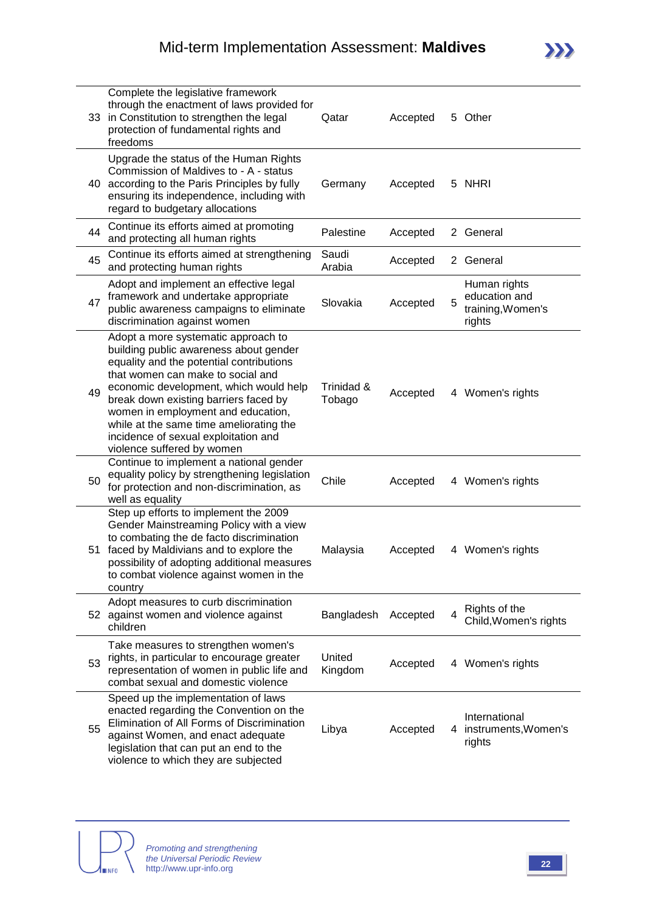| | | | | | |
|---|---|---|---|---|---|
| 33 | Complete the legislative framework through the enactment of laws provided for in Constitution to strengthen the legal protection of fundamental rights and freedoms | Qatar | Accepted | 5 | Other |
| 40 | Upgrade the status of the Human Rights Commission of Maldives to - A - status according to the Paris Principles by fully ensuring its independence, including with regard to budgetary allocations | Germany | Accepted | 5 | NHRI |
| 44 | Continue its efforts aimed at promoting and protecting all human rights | Palestine | Accepted | 2 | General |
| 45 | Continue its efforts aimed at strengthening and protecting human rights | Saudi Arabia | Accepted | 2 | General |
| 47 | Adopt and implement an effective legal framework and undertake appropriate public awareness campaigns to eliminate discrimination against women | Slovakia | Accepted | 5 | Human rights education and training,Women's rights |
| 49 | Adopt a more systematic approach to building public awareness about gender equality and the potential contributions that women can make to social and economic development, which would help break down existing barriers faced by women in employment and education, while at the same time ameliorating the incidence of sexual exploitation and violence suffered by women | Trinidad & Tobago | Accepted | 4 | Women's rights |
| 50 | Continue to implement a national gender equality policy by strengthening legislation for protection and non-discrimination, as well as equality | Chile | Accepted | 4 | Women's rights |
| 51 | Step up efforts to implement the 2009 Gender Mainstreaming Policy with a view to combating the de facto discrimination faced by Maldivians and to explore the possibility of adopting additional measures to combat violence against women in the country | Malaysia | Accepted | 4 | Women's rights |
| 52 | Adopt measures to curb discrimination against women and violence against children | Bangladesh | Accepted | 4 | Rights of the Child,Women's rights |
| 53 | Take measures to strengthen women's rights, in particular to encourage greater representation of women in public life and combat sexual and domestic violence | United Kingdom | Accepted | 4 | Women's rights |
| 55 | Speed up the implementation of laws enacted regarding the Convention on the Elimination of All Forms of Discrimination against Women, and enact adequate legislation that can put an end to the violence to which they are subjected | Libya | Accepted | 4 | International instruments,Women's rights |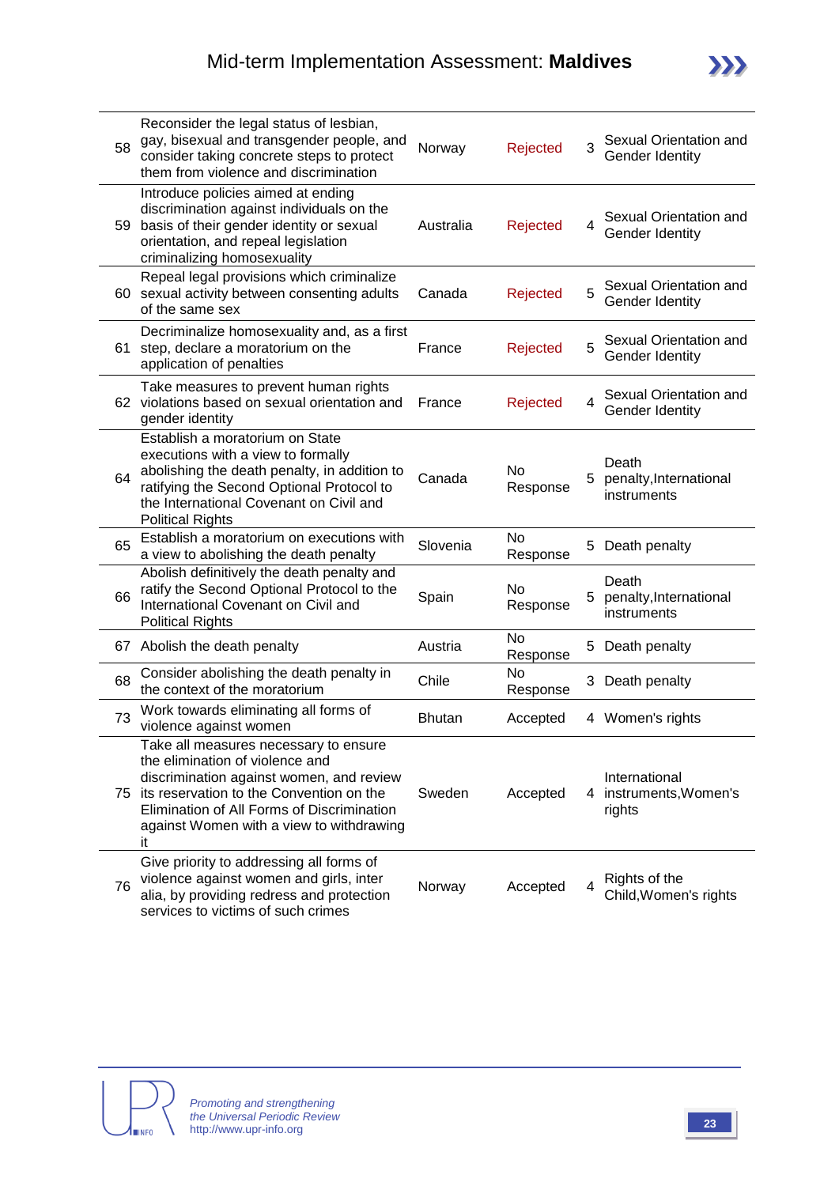| | | | | | |
|---|---|---|---|---|---|
| 58 | Reconsider the legal status of lesbian, gay, bisexual and transgender people, and consider taking concrete steps to protect them from violence and discrimination | Norway | Rejected | 3 | Sexual Orientation and Gender Identity |
| 59 | Introduce policies aimed at ending discrimination against individuals on the basis of their gender identity or sexual orientation, and repeal legislation criminalizing homosexuality | Australia | Rejected | 4 | Sexual Orientation and Gender Identity |
| 60 | Repeal legal provisions which criminalize sexual activity between consenting adults of the same sex | Canada | Rejected | 5 | Sexual Orientation and Gender Identity |
| 61 | Decriminalize homosexuality and, as a first step, declare a moratorium on the application of penalties | France | Rejected | 5 | Sexual Orientation and Gender Identity |
| 62 | Take measures to prevent human rights violations based on sexual orientation and gender identity | France | Rejected | 4 | Sexual Orientation and Gender Identity |
| 64 | Establish a moratorium on State executions with a view to formally abolishing the death penalty, in addition to ratifying the Second Optional Protocol to the International Covenant on Civil and Political Rights | Canada | No Response | 5 | Death penalty,International instruments |
| 65 | Establish a moratorium on executions with a view to abolishing the death penalty | Slovenia | No Response | 5 | Death penalty |
| 66 | Abolish definitively the death penalty and ratify the Second Optional Protocol to the International Covenant on Civil and Political Rights | Spain | No Response | 5 | Death penalty,International instruments |
| 67 | Abolish the death penalty | Austria | No Response | 5 | Death penalty |
| 68 | Consider abolishing the death penalty in the context of the moratorium | Chile | No Response | 3 | Death penalty |
| 73 | Work towards eliminating all forms of violence against women | Bhutan | Accepted | 4 | Women's rights |
| 75 | Take all measures necessary to ensure the elimination of violence and discrimination against women, and review its reservation to the Convention on the Elimination of All Forms of Discrimination against Women with a view to withdrawing it | Sweden | Accepted | 4 | International instruments,Women's rights |
| 76 | Give priority to addressing all forms of violence against women and girls, inter alia, by providing redress and protection services to victims of such crimes | Norway | Accepted | 4 | Rights of the Child,Women's rights |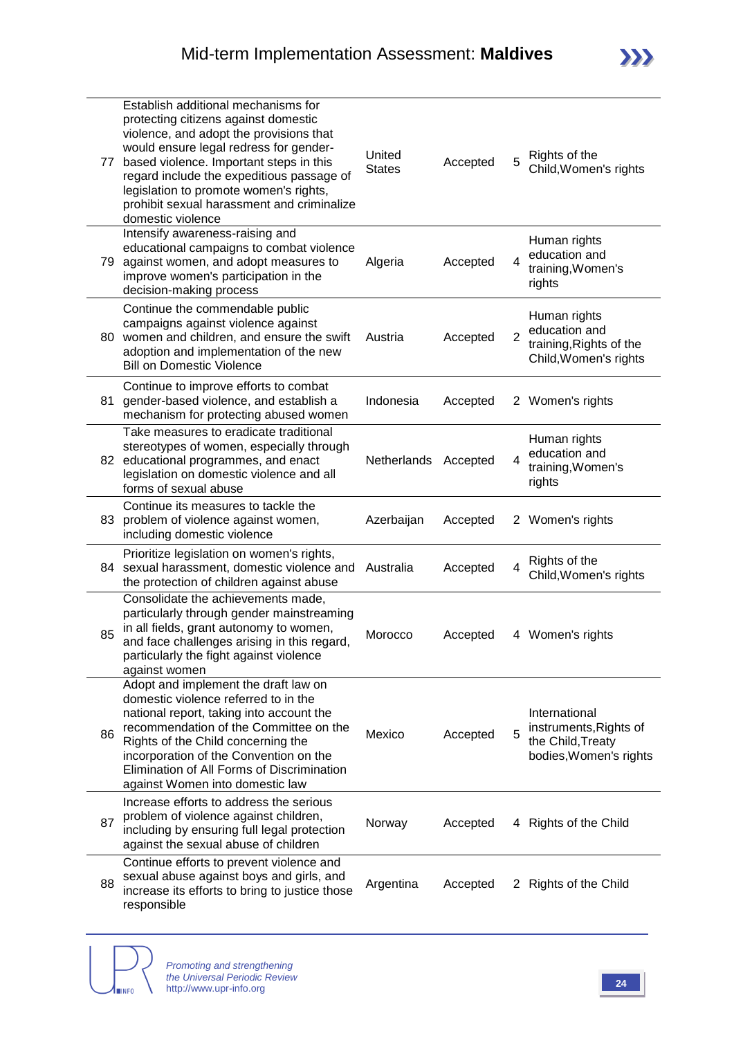| | | | | | |
|---|---|---|---|---|---|
| 77 | Establish additional mechanisms for protecting citizens against domestic violence, and adopt the provisions that would ensure legal redress for gender-based violence. Important steps in this regard include the expeditious passage of legislation to promote women's rights, prohibit sexual harassment and criminalize domestic violence | United States | Accepted | 5 | Rights of the Child,Women's rights |
| 79 | Intensify awareness-raising and educational campaigns to combat violence against women, and adopt measures to improve women's participation in the decision-making process | Algeria | Accepted | 4 | Human rights education and training,Women's rights |
| 80 | Continue the commendable public campaigns against violence against women and children, and ensure the swift adoption and implementation of the new Bill on Domestic Violence | Austria | Accepted | 2 | Human rights education and training,Rights of the Child,Women's rights |
| 81 | Continue to improve efforts to combat gender-based violence, and establish a mechanism for protecting abused women | Indonesia | Accepted | 2 | Women's rights |
| 82 | Take measures to eradicate traditional stereotypes of women, especially through educational programmes, and enact legislation on domestic violence and all forms of sexual abuse | Netherlands | Accepted | 4 | Human rights education and training,Women's rights |
| 83 | Continue its measures to tackle the problem of violence against women, including domestic violence | Azerbaijan | Accepted | 2 | Women's rights |
| 84 | Prioritize legislation on women's rights, sexual harassment, domestic violence and the protection of children against abuse | Australia | Accepted | 4 | Rights of the Child,Women's rights |
| 85 | Consolidate the achievements made, particularly through gender mainstreaming in all fields, grant autonomy to women, and face challenges arising in this regard, particularly the fight against violence against women | Morocco | Accepted | 4 | Women's rights |
| 86 | Adopt and implement the draft law on domestic violence referred to in the national report, taking into account the recommendation of the Committee on the Rights of the Child concerning the incorporation of the Convention on the Elimination of All Forms of Discrimination against Women into domestic law | Mexico | Accepted | 5 | International instruments,Rights of the Child,Treaty bodies,Women's rights |
| 87 | Increase efforts to address the serious problem of violence against children, including by ensuring full legal protection against the sexual abuse of children | Norway | Accepted | 4 | Rights of the Child |
| 88 | Continue efforts to prevent violence and sexual abuse against boys and girls, and increase its efforts to bring to justice those responsible | Argentina | Accepted | 2 | Rights of the Child |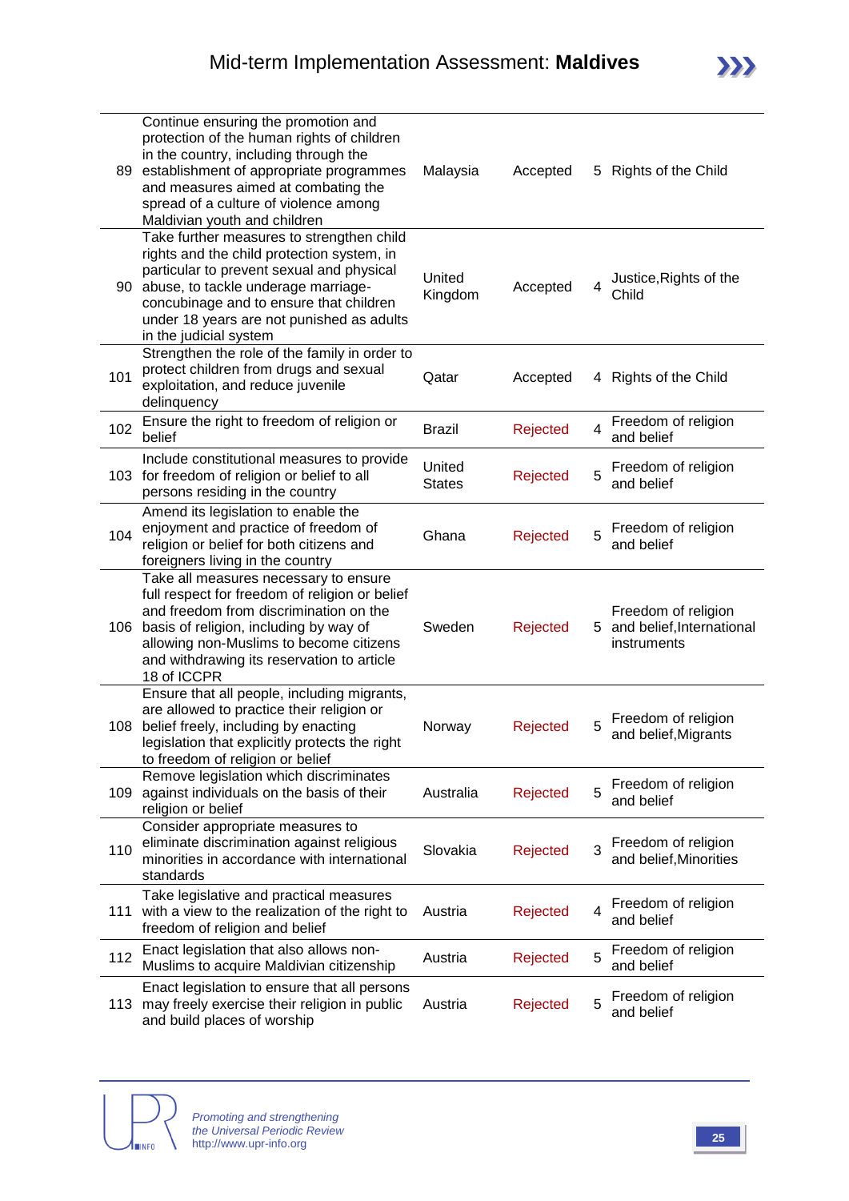| | | | | | |
|---|---|---|---|---|---|
| 89 | Continue ensuring the promotion and protection of the human rights of children in the country, including through the establishment of appropriate programmes and measures aimed at combating the spread of a culture of violence among Maldivian youth and children | Malaysia | Accepted | 5 | Rights of the Child |
| 90 | Take further measures to strengthen child rights and the child protection system, in particular to prevent sexual and physical abuse, to tackle underage marriage-concubinage and to ensure that children under 18 years are not punished as adults in the judicial system | United Kingdom | Accepted | 4 | Justice,Rights of the Child |
| 101 | Strengthen the role of the family in order to protect children from drugs and sexual exploitation, and reduce juvenile delinquency | Qatar | Accepted | 4 | Rights of the Child |
| 102 | Ensure the right to freedom of religion or belief | Brazil | Rejected | 4 | Freedom of religion and belief |
| 103 | Include constitutional measures to provide for freedom of religion or belief to all persons residing in the country | United States | Rejected | 5 | Freedom of religion and belief |
| 104 | Amend its legislation to enable the enjoyment and practice of freedom of religion or belief for both citizens and foreigners living in the country | Ghana | Rejected | 5 | Freedom of religion and belief |
| 106 | Take all measures necessary to ensure full respect for freedom of religion or belief and freedom from discrimination on the basis of religion, including by way of allowing non-Muslims to become citizens and withdrawing its reservation to article 18 of ICCPR | Sweden | Rejected | 5 | Freedom of religion and belief,International instruments |
| 108 | Ensure that all people, including migrants, are allowed to practice their religion or belief freely, including by enacting legislation that explicitly protects the right to freedom of religion or belief | Norway | Rejected | 5 | Freedom of religion and belief,Migrants |
| 109 | Remove legislation which discriminates against individuals on the basis of their religion or belief | Australia | Rejected | 5 | Freedom of religion and belief |
| 110 | Consider appropriate measures to eliminate discrimination against religious minorities in accordance with international standards | Slovakia | Rejected | 3 | Freedom of religion and belief,Minorities |
| 111 | Take legislative and practical measures with a view to the realization of the right to freedom of religion and belief | Austria | Rejected | 4 | Freedom of religion and belief |
| 112 | Enact legislation that also allows non-Muslims to acquire Maldivian citizenship | Austria | Rejected | 5 | Freedom of religion and belief |
| 113 | Enact legislation to ensure that all persons may freely exercise their religion in public and build places of worship | Austria | Rejected | 5 | Freedom of religion and belief |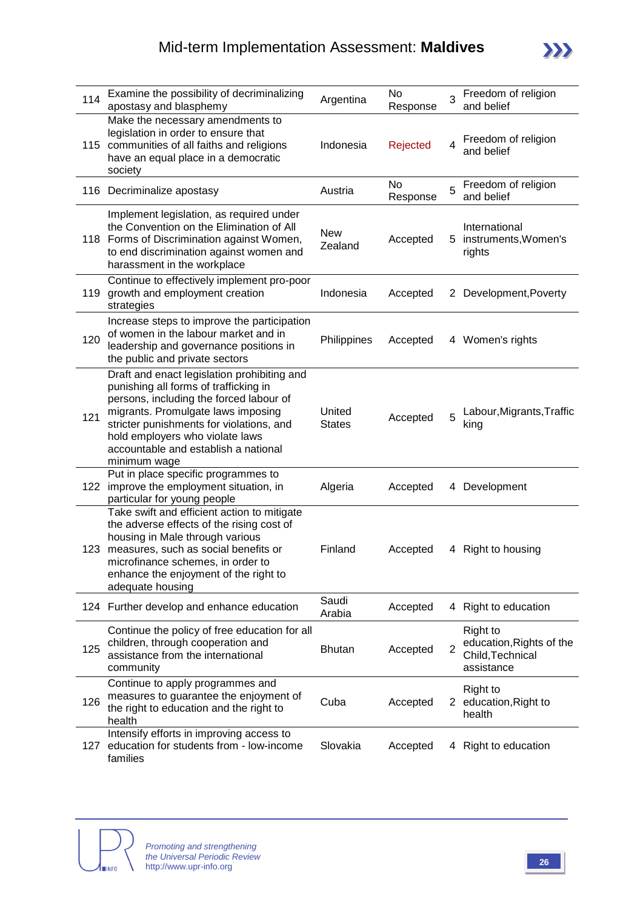| | | | | | |
|---|---|---|---|---|---|
| 114 | Examine the possibility of decriminalizing apostasy and blasphemy | Argentina | No Response | 3 | Freedom of religion and belief |
| 115 | Make the necessary amendments to legislation in order to ensure that communities of all faiths and religions have an equal place in a democratic society | Indonesia | Rejected | 4 | Freedom of religion and belief |
| 116 | Decriminalize apostasy | Austria | No Response | 5 | Freedom of religion and belief |
| 118 | Implement legislation, as required under the Convention on the Elimination of All Forms of Discrimination against Women, to end discrimination against women and harassment in the workplace | New Zealand | Accepted | 5 | International instruments,Women's rights |
| 119 | Continue to effectively implement pro-poor growth and employment creation strategies | Indonesia | Accepted | 2 | Development,Poverty |
| 120 | Increase steps to improve the participation of women in the labour market and in leadership and governance positions in the public and private sectors | Philippines | Accepted | 4 | Women's rights |
| 121 | Draft and enact legislation prohibiting and punishing all forms of trafficking in persons, including the forced labour of migrants. Promulgate laws imposing stricter punishments for violations, and hold employers who violate laws accountable and establish a national minimum wage | United States | Accepted | 5 | Labour,Migrants,Trafficking |
| 122 | Put in place specific programmes to improve the employment situation, in particular for young people | Algeria | Accepted | 4 | Development |
| 123 | Take swift and efficient action to mitigate the adverse effects of the rising cost of housing in Male through various measures, such as social benefits or microfinance schemes, in order to enhance the enjoyment of the right to adequate housing | Finland | Accepted | 4 | Right to housing |
| 124 | Further develop and enhance education | Saudi Arabia | Accepted | 4 | Right to education |
| 125 | Continue the policy of free education for all children, through cooperation and assistance from the international community | Bhutan | Accepted | 2 | Right to education,Rights of the Child,Technical assistance |
| 126 | Continue to apply programmes and measures to guarantee the enjoyment of the right to education and the right to health | Cuba | Accepted | 2 | Right to education,Right to health |
| 127 | Intensify efforts in improving access to education for students from - low-income families | Slovakia | Accepted | 4 | Right to education |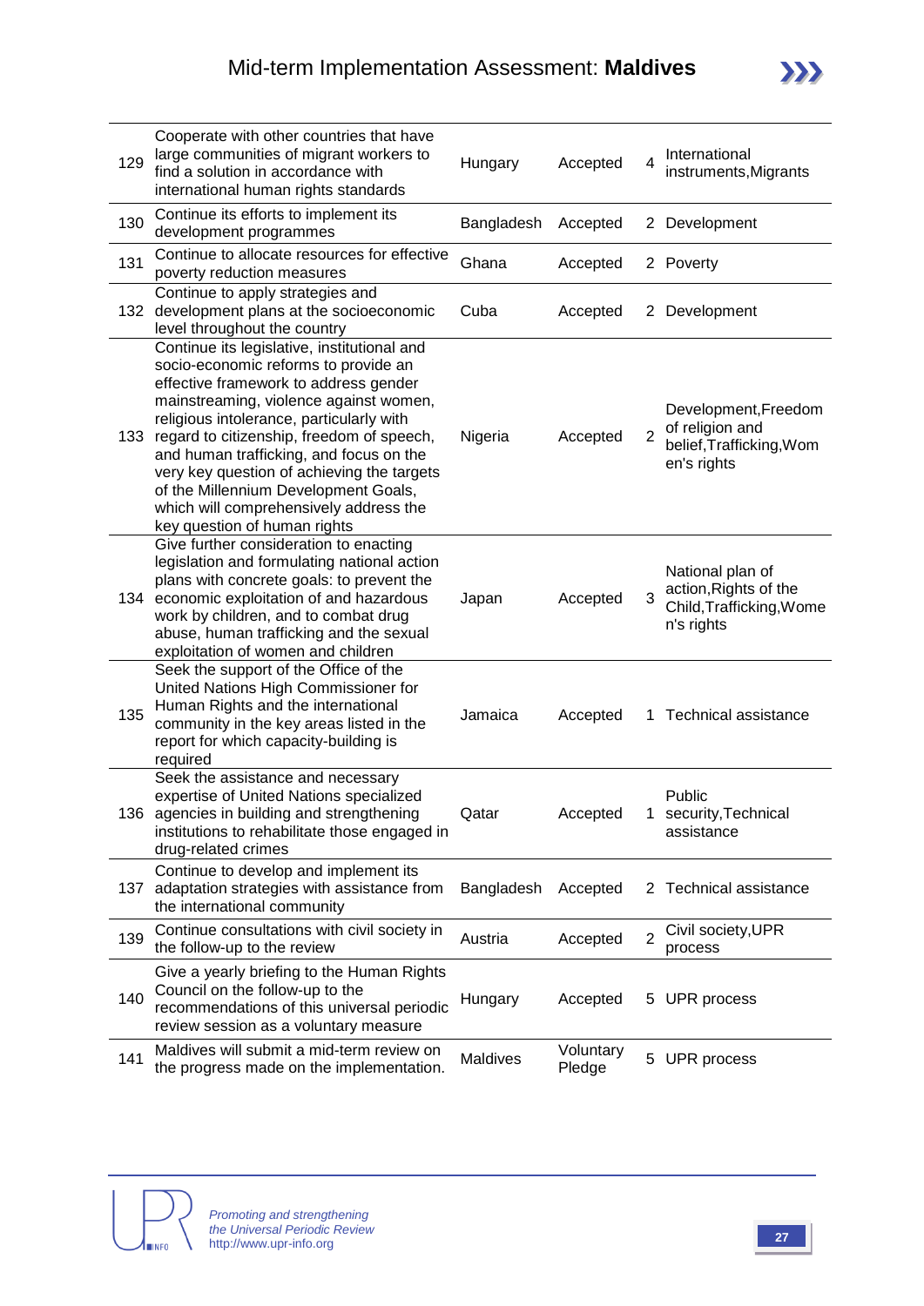| | | | | | |
|---|---|---|---|---|---|
| 129 | Cooperate with other countries that have large communities of migrant workers to find a solution in accordance with international human rights standards | Hungary | Accepted | 4 | International instruments,Migrants |
| 130 | Continue its efforts to implement its development programmes | Bangladesh | Accepted | 2 | Development |
| 131 | Continue to allocate resources for effective poverty reduction measures | Ghana | Accepted | 2 | Poverty |
| 132 | Continue to apply strategies and development plans at the socioeconomic level throughout the country | Cuba | Accepted | 2 | Development |
| 133 | Continue its legislative, institutional and socio-economic reforms to provide an effective framework to address gender mainstreaming, violence against women, religious intolerance, particularly with regard to citizenship, freedom of speech, and human trafficking, and focus on the very key question of achieving the targets of the Millennium Development Goals, which will comprehensively address the key question of human rights | Nigeria | Accepted | 2 | Development,Freedom of religion and belief,Trafficking,Women's rights |
| 134 | Give further consideration to enacting legislation and formulating national action plans with concrete goals: to prevent the economic exploitation of and hazardous work by children, and to combat drug abuse, human trafficking and the sexual exploitation of women and children | Japan | Accepted | 3 | National plan of action,Rights of the Child,Trafficking,Women's rights |
| 135 | Seek the support of the Office of the United Nations High Commissioner for Human Rights and the international community in the key areas listed in the report for which capacity-building is required | Jamaica | Accepted | 1 | Technical assistance |
| 136 | Seek the assistance and necessary expertise of United Nations specialized agencies in building and strengthening institutions to rehabilitate those engaged in drug-related crimes | Qatar | Accepted | 1 | Public security,Technical assistance |
| 137 | Continue to develop and implement its adaptation strategies with assistance from the international community | Bangladesh | Accepted | 2 | Technical assistance |
| 139 | Continue consultations with civil society in the follow-up to the review | Austria | Accepted | 2 | Civil society,UPR process |
| 140 | Give a yearly briefing to the Human Rights Council on the follow-up to the recommendations of this universal periodic review session as a voluntary measure | Hungary | Accepted | 5 | UPR process |
| 141 | Maldives will submit a mid-term review on the progress made on the implementation. | Maldives | Voluntary Pledge | 5 | UPR process |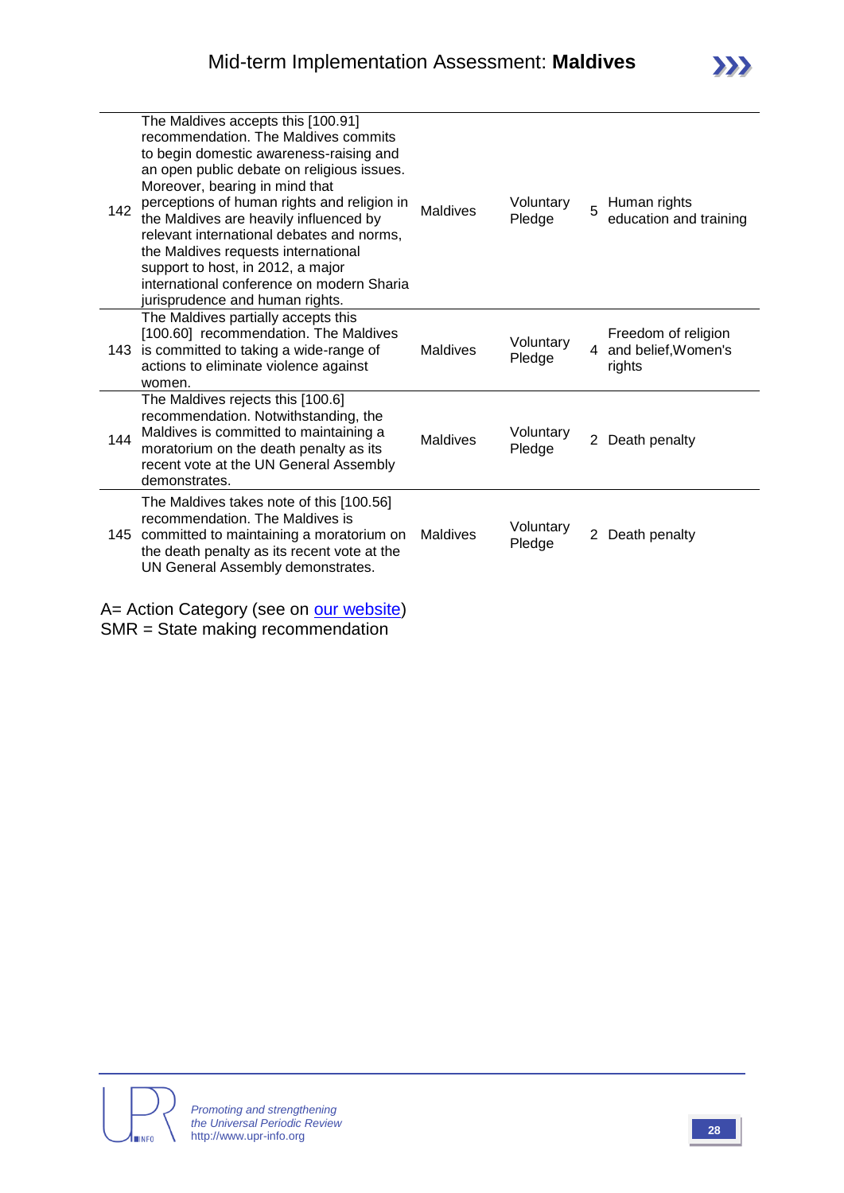| | | | | | |
|---|---|---|---|---|---|
| 142 | The Maldives accepts this [100.91] recommendation. The Maldives commits to begin domestic awareness-raising and an open public debate on religious issues. Moreover, bearing in mind that perceptions of human rights and religion in the Maldives are heavily influenced by relevant international debates and norms, the Maldives requests international support to host, in 2012, a major international conference on modern Sharia jurisprudence and human rights. | Maldives | Voluntary Pledge | 5 | Human rights education and training |
| 143 | The Maldives partially accepts this [100.60] recommendation. The Maldives is committed to taking a wide-range of actions to eliminate violence against women. | Maldives | Voluntary Pledge | 4 | Freedom of religion and belief,Women's rights |
| 144 | The Maldives rejects this [100.6] recommendation. Notwithstanding, the Maldives is committed to maintaining a moratorium on the death penalty as its recent vote at the UN General Assembly demonstrates. | Maldives | Voluntary Pledge | 2 | Death penalty |
| 145 | The Maldives takes note of this [100.56] recommendation. The Maldives is committed to maintaining a moratorium on the death penalty as its recent vote at the UN General Assembly demonstrates. | Maldives | Voluntary Pledge | 2 | Death penalty |

A= Action Category (see on our website)
SMR = State making recommendation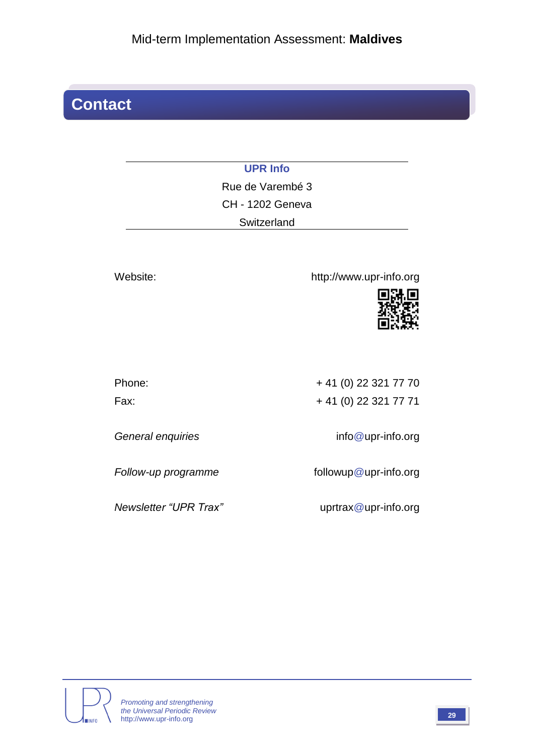## Contact

**UPR Info**
Rue de Varembé 3
CH - 1202 Geneva
Switzerland

| | |
|---|---|
| Website: | http://www.upr-info.org |
| Phone: | + 41 (0) 22 321 77 70 |
| Fax: | + 41 (0) 22 321 77 71 |
| *General enquiries* | info@upr-info.org |
| *Follow-up programme* | followup@upr-info.org |
| *Newsletter "UPR Trax"* | uprtrax@upr-info.org |